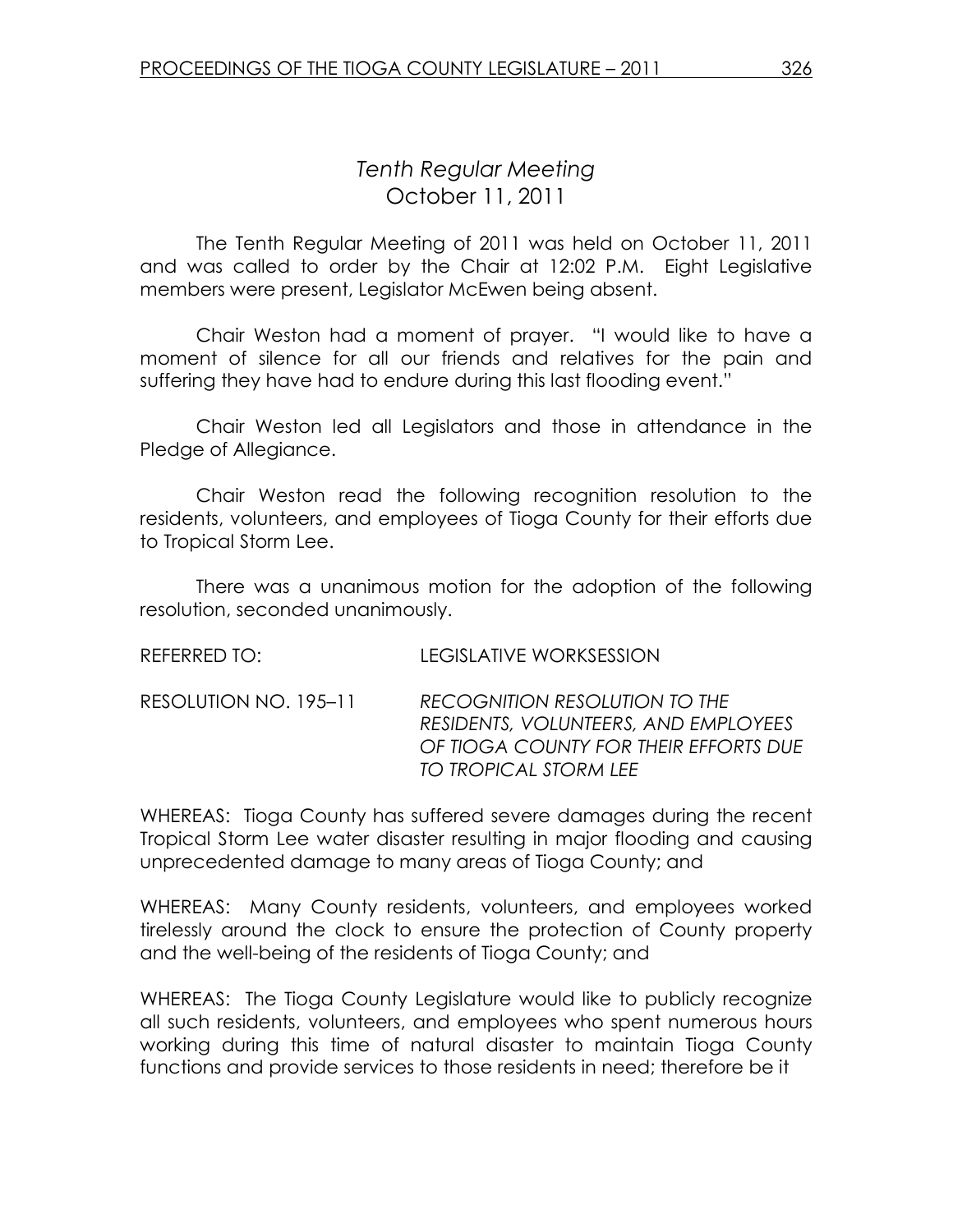# *Tenth Regular Meeting*
## October 11, 2011

The Tenth Regular Meeting of 2011 was held on October 11, 2011 and was called to order by the Chair at 12:02 P.M. Eight Legislative members were present, Legislator McEwen being absent.

Chair Weston had a moment of prayer. "I would like to have a moment of silence for all our friends and relatives for the pain and suffering they have had to endure during this last flooding event."

Chair Weston led all Legislators and those in attendance in the Pledge of Allegiance.

Chair Weston read the following recognition resolution to the residents, volunteers, and employees of Tioga County for their efforts due to Tropical Storm Lee.

There was a unanimous motion for the adoption of the following resolution, seconded unanimously.

REFERRED TO: LEGISLATIVE WORKSESSION

RESOLUTION NO. 195–11 *RECOGNITION RESOLUTION TO THE RESIDENTS, VOLUNTEERS, AND EMPLOYEES OF TIOGA COUNTY FOR THEIR EFFORTS DUE TO TROPICAL STORM LEE*

WHEREAS: Tioga County has suffered severe damages during the recent Tropical Storm Lee water disaster resulting in major flooding and causing unprecedented damage to many areas of Tioga County; and

WHEREAS: Many County residents, volunteers, and employees worked tirelessly around the clock to ensure the protection of County property and the well-being of the residents of Tioga County; and

WHEREAS: The Tioga County Legislature would like to publicly recognize all such residents, volunteers, and employees who spent numerous hours working during this time of natural disaster to maintain Tioga County functions and provide services to those residents in need; therefore be it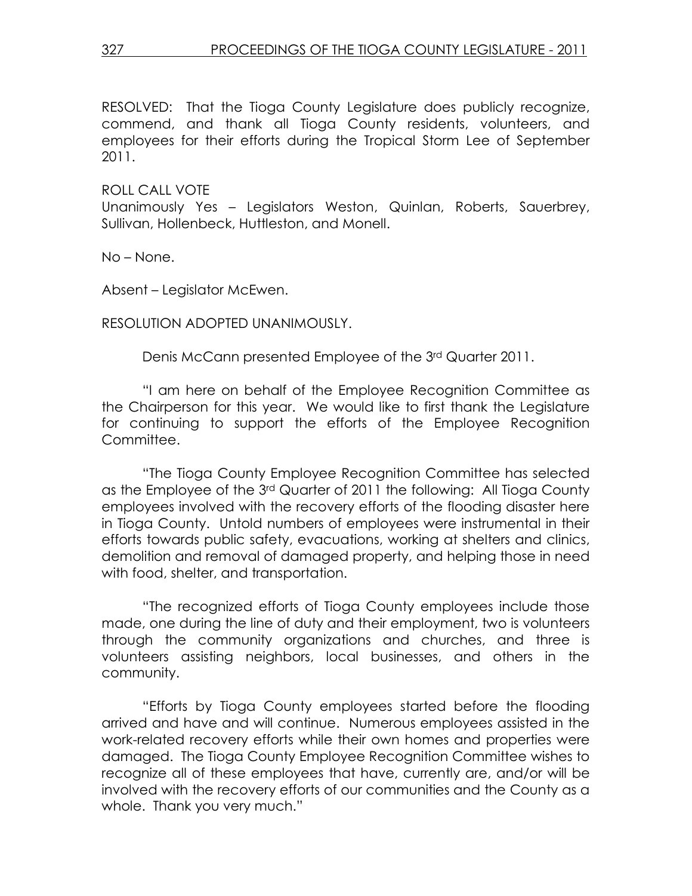RESOLVED: That the Tioga County Legislature does publicly recognize, commend, and thank all Tioga County residents, volunteers, and employees for their efforts during the Tropical Storm Lee of September 2011.

ROLL CALL VOTE
Unanimously Yes – Legislators Weston, Quinlan, Roberts, Sauerbrey, Sullivan, Hollenbeck, Huttleston, and Monell.

No – None.

Absent – Legislator McEwen.

RESOLUTION ADOPTED UNANIMOUSLY.

Denis McCann presented Employee of the 3rd Quarter 2011.

"I am here on behalf of the Employee Recognition Committee as the Chairperson for this year. We would like to first thank the Legislature for continuing to support the efforts of the Employee Recognition Committee.

"The Tioga County Employee Recognition Committee has selected as the Employee of the 3rd Quarter of 2011 the following: All Tioga County employees involved with the recovery efforts of the flooding disaster here in Tioga County. Untold numbers of employees were instrumental in their efforts towards public safety, evacuations, working at shelters and clinics, demolition and removal of damaged property, and helping those in need with food, shelter, and transportation.

"The recognized efforts of Tioga County employees include those made, one during the line of duty and their employment, two is volunteers through the community organizations and churches, and three is volunteers assisting neighbors, local businesses, and others in the community.

"Efforts by Tioga County employees started before the flooding arrived and have and will continue. Numerous employees assisted in the work-related recovery efforts while their own homes and properties were damaged. The Tioga County Employee Recognition Committee wishes to recognize all of these employees that have, currently are, and/or will be involved with the recovery efforts of our communities and the County as a whole. Thank you very much."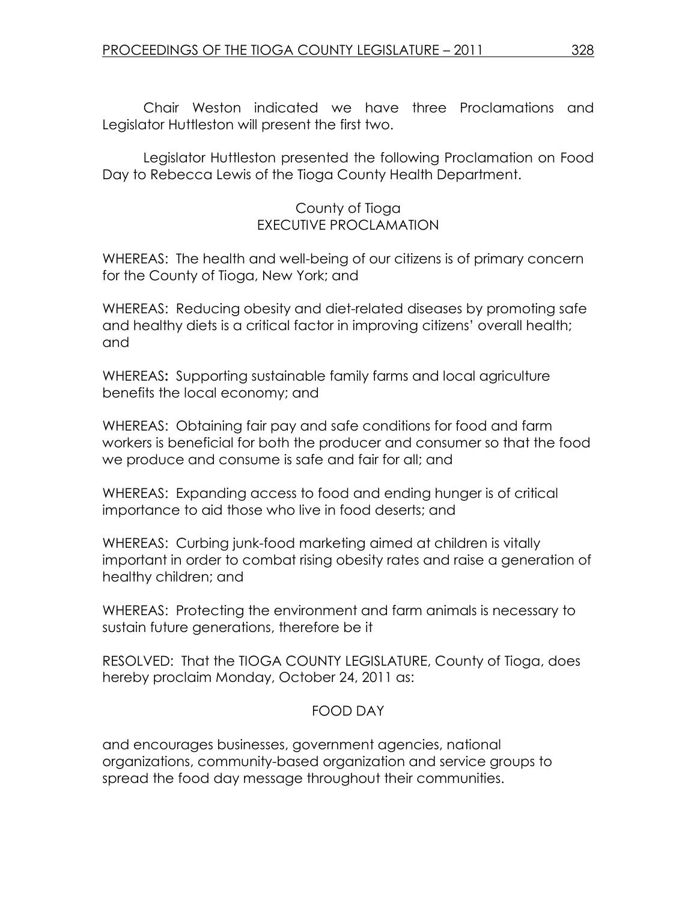Chair Weston indicated we have three Proclamations and Legislator Huttleston will present the first two.

Legislator Huttleston presented the following Proclamation on Food Day to Rebecca Lewis of the Tioga County Health Department.

County of Tioga
EXECUTIVE PROCLAMATION

WHEREAS: The health and well-being of our citizens is of primary concern for the County of Tioga, New York; and

WHEREAS: Reducing obesity and diet-related diseases by promoting safe and healthy diets is a critical factor in improving citizens' overall health; and

WHEREAS**:** Supporting sustainable family farms and local agriculture benefits the local economy; and

WHEREAS: Obtaining fair pay and safe conditions for food and farm workers is beneficial for both the producer and consumer so that the food we produce and consume is safe and fair for all; and

WHEREAS: Expanding access to food and ending hunger is of critical importance to aid those who live in food deserts; and

WHEREAS: Curbing junk-food marketing aimed at children is vitally important in order to combat rising obesity rates and raise a generation of healthy children; and

WHEREAS: Protecting the environment and farm animals is necessary to sustain future generations, therefore be it

RESOLVED: That the TIOGA COUNTY LEGISLATURE, County of Tioga, does hereby proclaim Monday, October 24, 2011 as:

FOOD DAY

and encourages businesses, government agencies, national organizations, community-based organization and service groups to spread the food day message throughout their communities.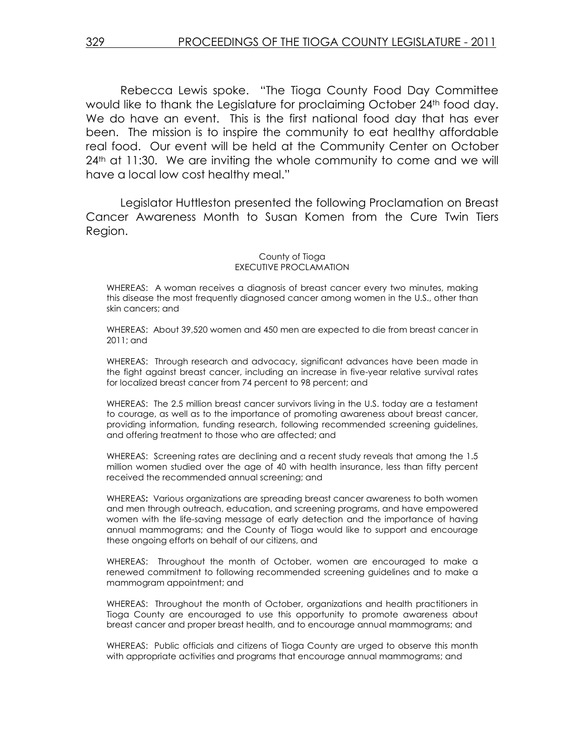Rebecca Lewis spoke. "The Tioga County Food Day Committee would like to thank the Legislature for proclaiming October 24th food day. We do have an event. This is the first national food day that has ever been. The mission is to inspire the community to eat healthy affordable real food. Our event will be held at the Community Center on October 24th at 11:30. We are inviting the whole community to come and we will have a local low cost healthy meal."

Legislator Huttleston presented the following Proclamation on Breast Cancer Awareness Month to Susan Komen from the Cure Twin Tiers Region.

County of Tioga
EXECUTIVE PROCLAMATION

WHEREAS: A woman receives a diagnosis of breast cancer every two minutes, making this disease the most frequently diagnosed cancer among women in the U.S., other than skin cancers; and

WHEREAS: About 39,520 women and 450 men are expected to die from breast cancer in 2011; and

WHEREAS: Through research and advocacy, significant advances have been made in the fight against breast cancer, including an increase in five-year relative survival rates for localized breast cancer from 74 percent to 98 percent; and

WHEREAS: The 2.5 million breast cancer survivors living in the U.S. today are a testament to courage, as well as to the importance of promoting awareness about breast cancer, providing information, funding research, following recommended screening guidelines, and offering treatment to those who are affected; and

WHEREAS: Screening rates are declining and a recent study reveals that among the 1.5 million women studied over the age of 40 with health insurance, less than fifty percent received the recommended annual screening; and

WHEREAS**:** Various organizations are spreading breast cancer awareness to both women and men through outreach, education, and screening programs, and have empowered women with the life-saving message of early detection and the importance of having annual mammograms; and the County of Tioga would like to support and encourage these ongoing efforts on behalf of our citizens, and

WHEREAS: Throughout the month of October, women are encouraged to make a renewed commitment to following recommended screening guidelines and to make a mammogram appointment; and

WHEREAS: Throughout the month of October, organizations and health practitioners in Tioga County are encouraged to use this opportunity to promote awareness about breast cancer and proper breast health, and to encourage annual mammograms; and

WHEREAS: Public officials and citizens of Tioga County are urged to observe this month with appropriate activities and programs that encourage annual mammograms; and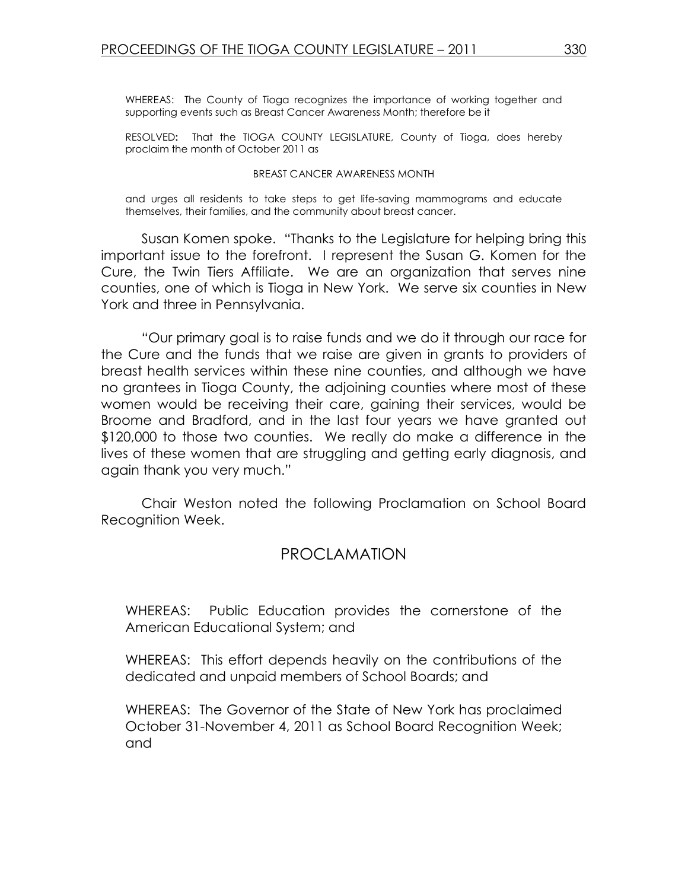WHEREAS: The County of Tioga recognizes the importance of working together and supporting events such as Breast Cancer Awareness Month; therefore be it

RESOLVED: That the TIOGA COUNTY LEGISLATURE, County of Tioga, does hereby proclaim the month of October 2011 as

BREAST CANCER AWARENESS MONTH

and urges all residents to take steps to get life-saving mammograms and educate themselves, their families, and the community about breast cancer.

Susan Komen spoke. "Thanks to the Legislature for helping bring this important issue to the forefront. I represent the Susan G. Komen for the Cure, the Twin Tiers Affiliate. We are an organization that serves nine counties, one of which is Tioga in New York. We serve six counties in New York and three in Pennsylvania.

"Our primary goal is to raise funds and we do it through our race for the Cure and the funds that we raise are given in grants to providers of breast health services within these nine counties, and although we have no grantees in Tioga County, the adjoining counties where most of these women would be receiving their care, gaining their services, would be Broome and Bradford, and in the last four years we have granted out $120,000 to those two counties. We really do make a difference in the lives of these women that are struggling and getting early diagnosis, and again thank you very much."

Chair Weston noted the following Proclamation on School Board Recognition Week.

## PROCLAMATION

WHEREAS: Public Education provides the cornerstone of the American Educational System; and

WHEREAS: This effort depends heavily on the contributions of the dedicated and unpaid members of School Boards; and

WHEREAS: The Governor of the State of New York has proclaimed October 31-November 4, 2011 as School Board Recognition Week; and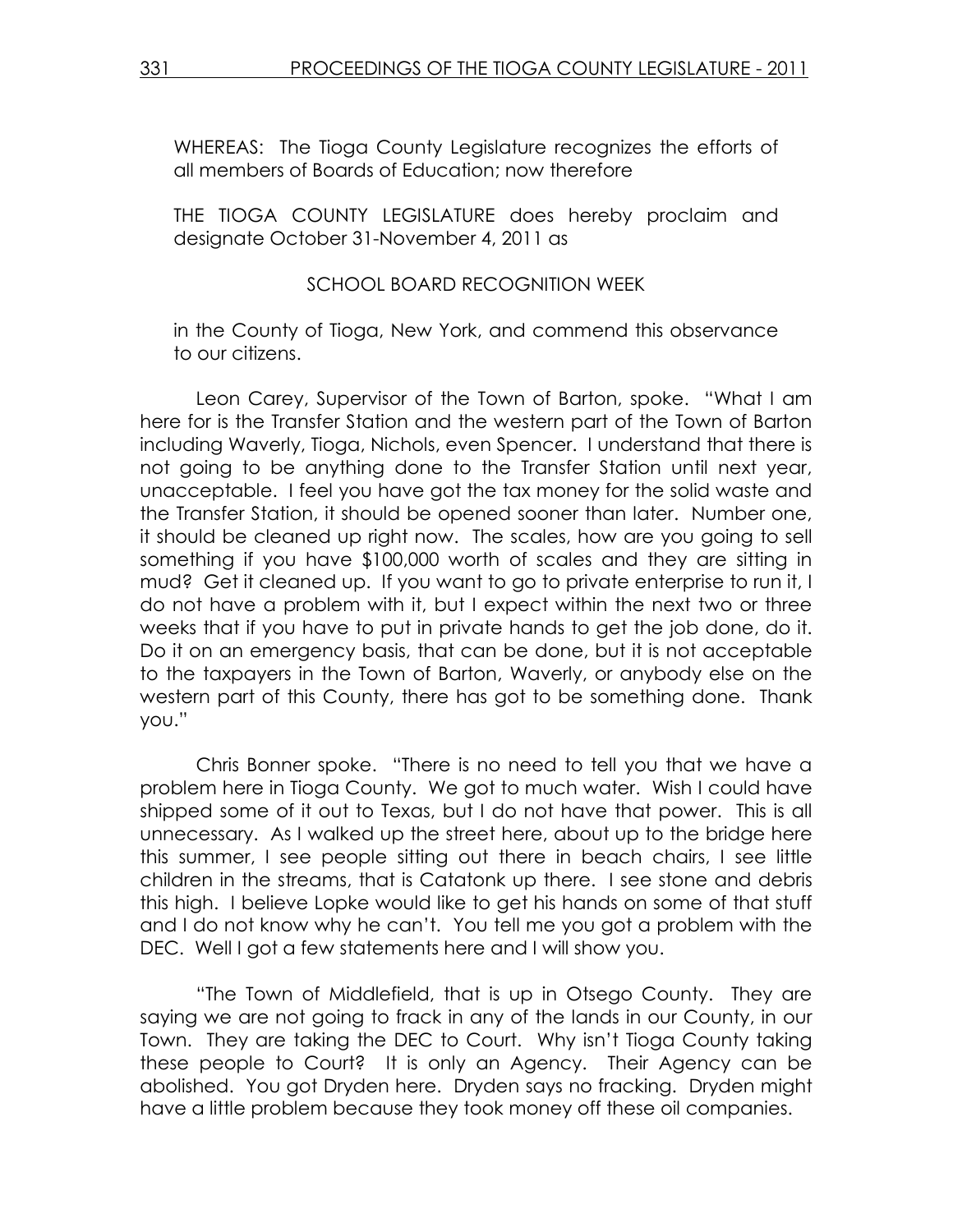WHEREAS: The Tioga County Legislature recognizes the efforts of all members of Boards of Education; now therefore

THE TIOGA COUNTY LEGISLATURE does hereby proclaim and designate October 31-November 4, 2011 as

SCHOOL BOARD RECOGNITION WEEK

in the County of Tioga, New York, and commend this observance to our citizens.

Leon Carey, Supervisor of the Town of Barton, spoke. "What I am here for is the Transfer Station and the western part of the Town of Barton including Waverly, Tioga, Nichols, even Spencer. I understand that there is not going to be anything done to the Transfer Station until next year, unacceptable. I feel you have got the tax money for the solid waste and the Transfer Station, it should be opened sooner than later. Number one, it should be cleaned up right now. The scales, how are you going to sell something if you have $100,000 worth of scales and they are sitting in mud? Get it cleaned up. If you want to go to private enterprise to run it, I do not have a problem with it, but I expect within the next two or three weeks that if you have to put in private hands to get the job done, do it. Do it on an emergency basis, that can be done, but it is not acceptable to the taxpayers in the Town of Barton, Waverly, or anybody else on the western part of this County, there has got to be something done. Thank you."

Chris Bonner spoke. "There is no need to tell you that we have a problem here in Tioga County. We got to much water. Wish I could have shipped some of it out to Texas, but I do not have that power. This is all unnecessary. As I walked up the street here, about up to the bridge here this summer, I see people sitting out there in beach chairs, I see little children in the streams, that is Catatonk up there. I see stone and debris this high. I believe Lopke would like to get his hands on some of that stuff and I do not know why he can't. You tell me you got a problem with the DEC. Well I got a few statements here and I will show you.

"The Town of Middlefield, that is up in Otsego County. They are saying we are not going to frack in any of the lands in our County, in our Town. They are taking the DEC to Court. Why isn't Tioga County taking these people to Court? It is only an Agency. Their Agency can be abolished. You got Dryden here. Dryden says no fracking. Dryden might have a little problem because they took money off these oil companies.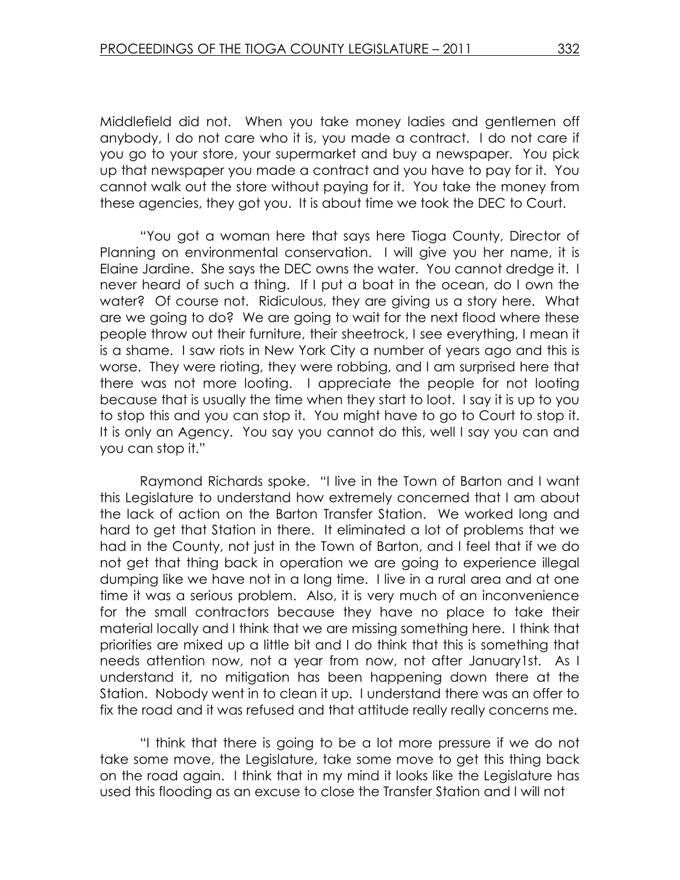Middlefield did not. When you take money ladies and gentlemen off anybody, I do not care who it is, you made a contract. I do not care if you go to your store, your supermarket and buy a newspaper. You pick up that newspaper you made a contract and you have to pay for it. You cannot walk out the store without paying for it. You take the money from these agencies, they got you. It is about time we took the DEC to Court.

"You got a woman here that says here Tioga County, Director of Planning on environmental conservation. I will give you her name, it is Elaine Jardine. She says the DEC owns the water. You cannot dredge it. I never heard of such a thing. If I put a boat in the ocean, do I own the water? Of course not. Ridiculous, they are giving us a story here. What are we going to do? We are going to wait for the next flood where these people throw out their furniture, their sheetrock, I see everything, I mean it is a shame. I saw riots in New York City a number of years ago and this is worse. They were rioting, they were robbing, and I am surprised here that there was not more looting. I appreciate the people for not looting because that is usually the time when they start to loot. I say it is up to you to stop this and you can stop it. You might have to go to Court to stop it. It is only an Agency. You say you cannot do this, well I say you can and you can stop it."

Raymond Richards spoke. "I live in the Town of Barton and I want this Legislature to understand how extremely concerned that I am about the lack of action on the Barton Transfer Station. We worked long and hard to get that Station in there. It eliminated a lot of problems that we had in the County, not just in the Town of Barton, and I feel that if we do not get that thing back in operation we are going to experience illegal dumping like we have not in a long time. I live in a rural area and at one time it was a serious problem. Also, it is very much of an inconvenience for the small contractors because they have no place to take their material locally and I think that we are missing something here. I think that priorities are mixed up a little bit and I do think that this is something that needs attention now, not a year from now, not after January1st. As I understand it, no mitigation has been happening down there at the Station. Nobody went in to clean it up. I understand there was an offer to fix the road and it was refused and that attitude really really concerns me.

"I think that there is going to be a lot more pressure if we do not take some move, the Legislature, take some move to get this thing back on the road again. I think that in my mind it looks like the Legislature has used this flooding as an excuse to close the Transfer Station and I will not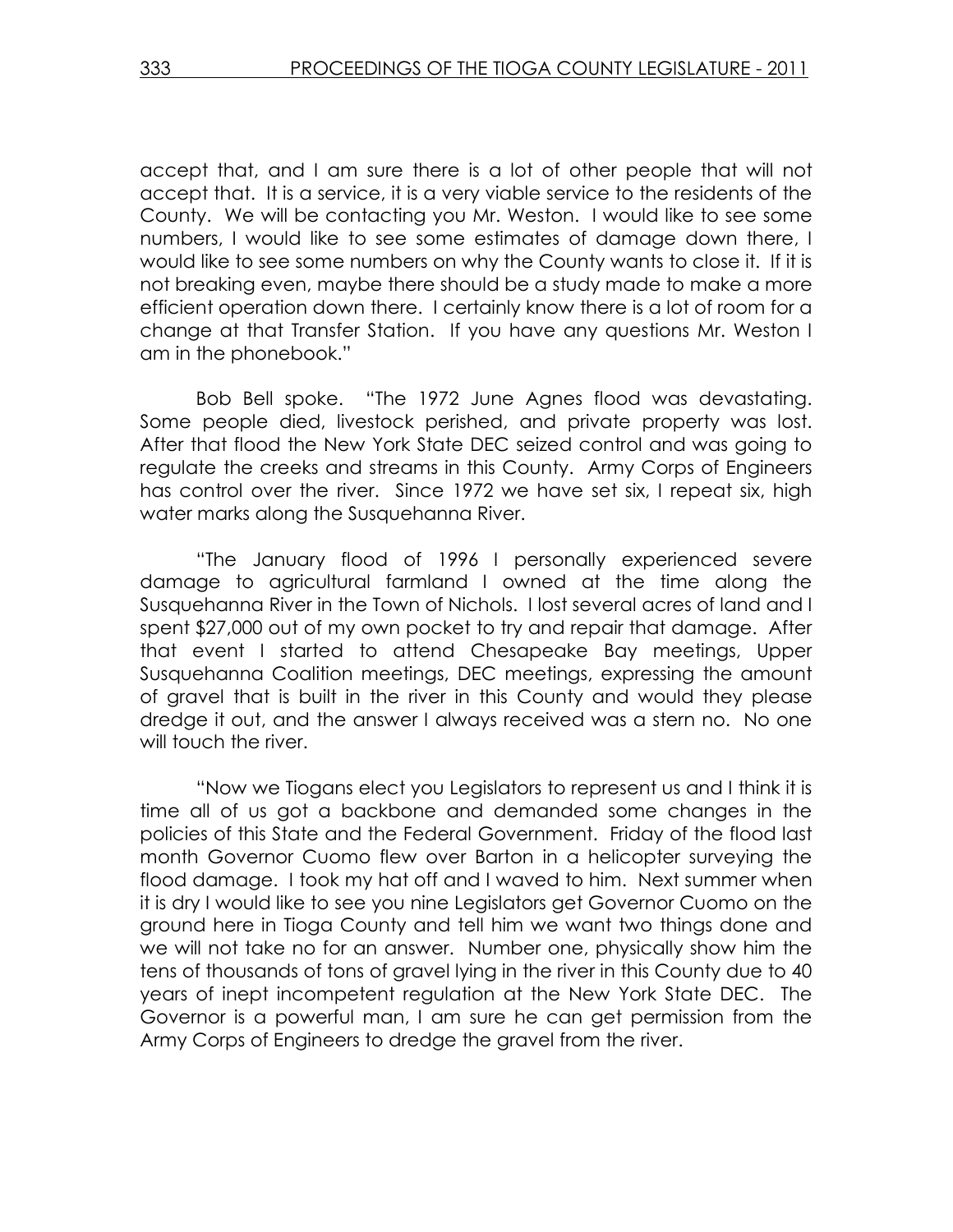accept that, and I am sure there is a lot of other people that will not accept that. It is a service, it is a very viable service to the residents of the County. We will be contacting you Mr. Weston. I would like to see some numbers, I would like to see some estimates of damage down there, I would like to see some numbers on why the County wants to close it. If it is not breaking even, maybe there should be a study made to make a more efficient operation down there. I certainly know there is a lot of room for a change at that Transfer Station. If you have any questions Mr. Weston I am in the phonebook."

Bob Bell spoke. "The 1972 June Agnes flood was devastating. Some people died, livestock perished, and private property was lost. After that flood the New York State DEC seized control and was going to regulate the creeks and streams in this County. Army Corps of Engineers has control over the river. Since 1972 we have set six, I repeat six, high water marks along the Susquehanna River.

"The January flood of 1996 I personally experienced severe damage to agricultural farmland I owned at the time along the Susquehanna River in the Town of Nichols. I lost several acres of land and I spent $27,000 out of my own pocket to try and repair that damage. After that event I started to attend Chesapeake Bay meetings, Upper Susquehanna Coalition meetings, DEC meetings, expressing the amount of gravel that is built in the river in this County and would they please dredge it out, and the answer I always received was a stern no. No one will touch the river.

"Now we Tiogans elect you Legislators to represent us and I think it is time all of us got a backbone and demanded some changes in the policies of this State and the Federal Government. Friday of the flood last month Governor Cuomo flew over Barton in a helicopter surveying the flood damage. I took my hat off and I waved to him. Next summer when it is dry I would like to see you nine Legislators get Governor Cuomo on the ground here in Tioga County and tell him we want two things done and we will not take no for an answer. Number one, physically show him the tens of thousands of tons of gravel lying in the river in this County due to 40 years of inept incompetent regulation at the New York State DEC. The Governor is a powerful man, I am sure he can get permission from the Army Corps of Engineers to dredge the gravel from the river.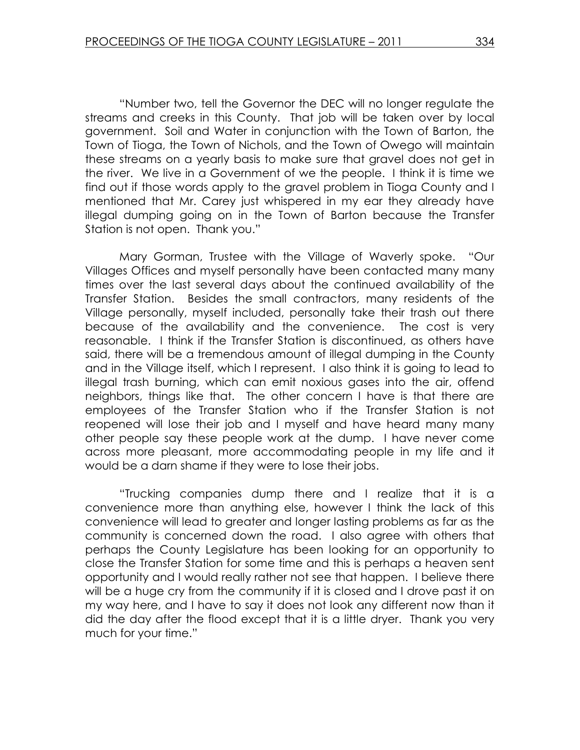"Number two, tell the Governor the DEC will no longer regulate the streams and creeks in this County. That job will be taken over by local government. Soil and Water in conjunction with the Town of Barton, the Town of Tioga, the Town of Nichols, and the Town of Owego will maintain these streams on a yearly basis to make sure that gravel does not get in the river. We live in a Government of we the people. I think it is time we find out if those words apply to the gravel problem in Tioga County and I mentioned that Mr. Carey just whispered in my ear they already have illegal dumping going on in the Town of Barton because the Transfer Station is not open. Thank you."

Mary Gorman, Trustee with the Village of Waverly spoke. "Our Villages Offices and myself personally have been contacted many many times over the last several days about the continued availability of the Transfer Station. Besides the small contractors, many residents of the Village personally, myself included, personally take their trash out there because of the availability and the convenience. The cost is very reasonable. I think if the Transfer Station is discontinued, as others have said, there will be a tremendous amount of illegal dumping in the County and in the Village itself, which I represent. I also think it is going to lead to illegal trash burning, which can emit noxious gases into the air, offend neighbors, things like that. The other concern I have is that there are employees of the Transfer Station who if the Transfer Station is not reopened will lose their job and I myself and have heard many many other people say these people work at the dump. I have never come across more pleasant, more accommodating people in my life and it would be a darn shame if they were to lose their jobs.

"Trucking companies dump there and I realize that it is a convenience more than anything else, however I think the lack of this convenience will lead to greater and longer lasting problems as far as the community is concerned down the road. I also agree with others that perhaps the County Legislature has been looking for an opportunity to close the Transfer Station for some time and this is perhaps a heaven sent opportunity and I would really rather not see that happen. I believe there will be a huge cry from the community if it is closed and I drove past it on my way here, and I have to say it does not look any different now than it did the day after the flood except that it is a little dryer. Thank you very much for your time."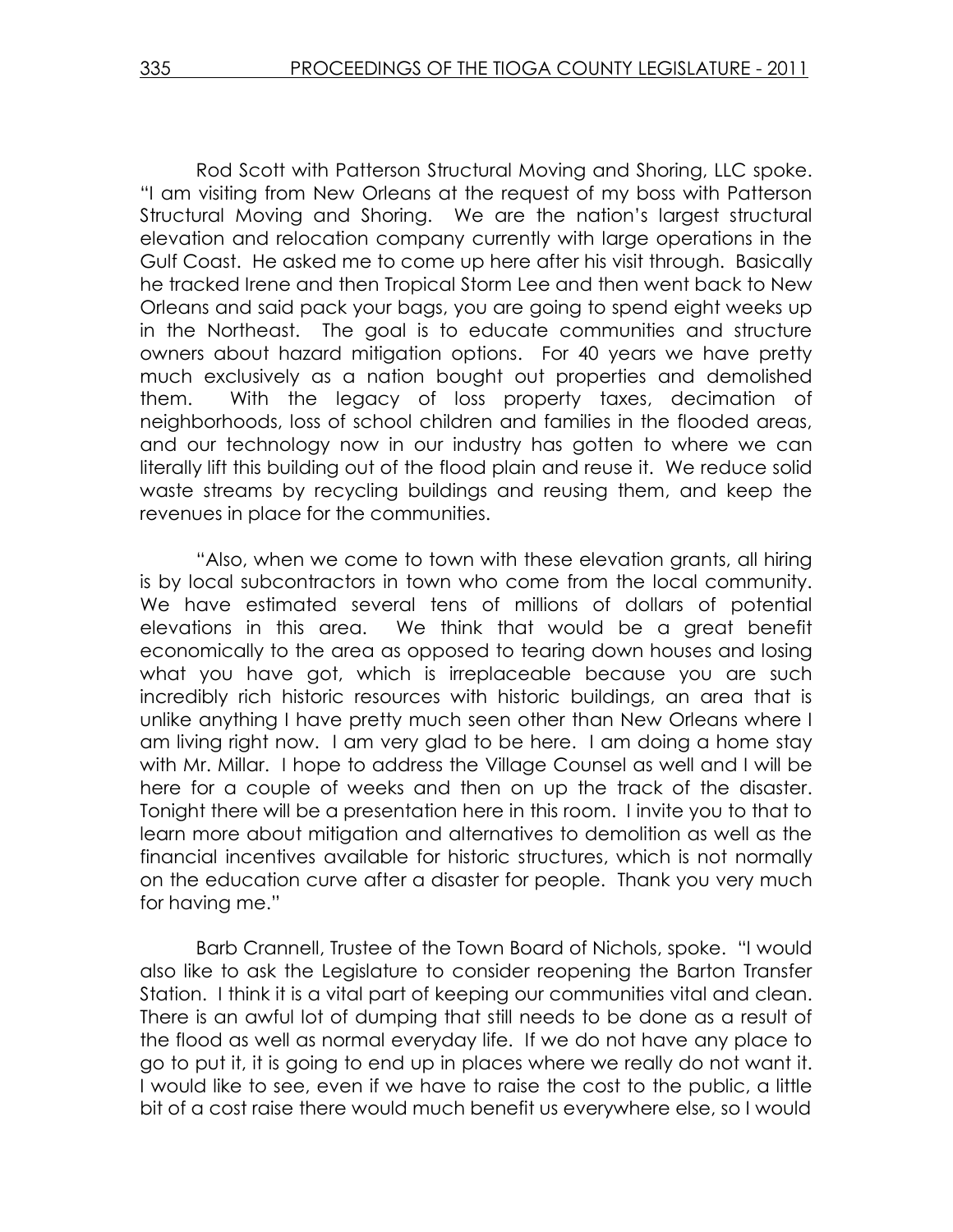Rod Scott with Patterson Structural Moving and Shoring, LLC spoke. "I am visiting from New Orleans at the request of my boss with Patterson Structural Moving and Shoring. We are the nation's largest structural elevation and relocation company currently with large operations in the Gulf Coast. He asked me to come up here after his visit through. Basically he tracked Irene and then Tropical Storm Lee and then went back to New Orleans and said pack your bags, you are going to spend eight weeks up in the Northeast. The goal is to educate communities and structure owners about hazard mitigation options. For 40 years we have pretty much exclusively as a nation bought out properties and demolished them. With the legacy of loss property taxes, decimation of neighborhoods, loss of school children and families in the flooded areas, and our technology now in our industry has gotten to where we can literally lift this building out of the flood plain and reuse it. We reduce solid waste streams by recycling buildings and reusing them, and keep the revenues in place for the communities.

"Also, when we come to town with these elevation grants, all hiring is by local subcontractors in town who come from the local community. We have estimated several tens of millions of dollars of potential elevations in this area. We think that would be a great benefit economically to the area as opposed to tearing down houses and losing what you have got, which is irreplaceable because you are such incredibly rich historic resources with historic buildings, an area that is unlike anything I have pretty much seen other than New Orleans where I am living right now. I am very glad to be here. I am doing a home stay with Mr. Millar. I hope to address the Village Counsel as well and I will be here for a couple of weeks and then on up the track of the disaster. Tonight there will be a presentation here in this room. I invite you to that to learn more about mitigation and alternatives to demolition as well as the financial incentives available for historic structures, which is not normally on the education curve after a disaster for people. Thank you very much for having me."

Barb Crannell, Trustee of the Town Board of Nichols, spoke. "I would also like to ask the Legislature to consider reopening the Barton Transfer Station. I think it is a vital part of keeping our communities vital and clean. There is an awful lot of dumping that still needs to be done as a result of the flood as well as normal everyday life. If we do not have any place to go to put it, it is going to end up in places where we really do not want it. I would like to see, even if we have to raise the cost to the public, a little bit of a cost raise there would much benefit us everywhere else, so I would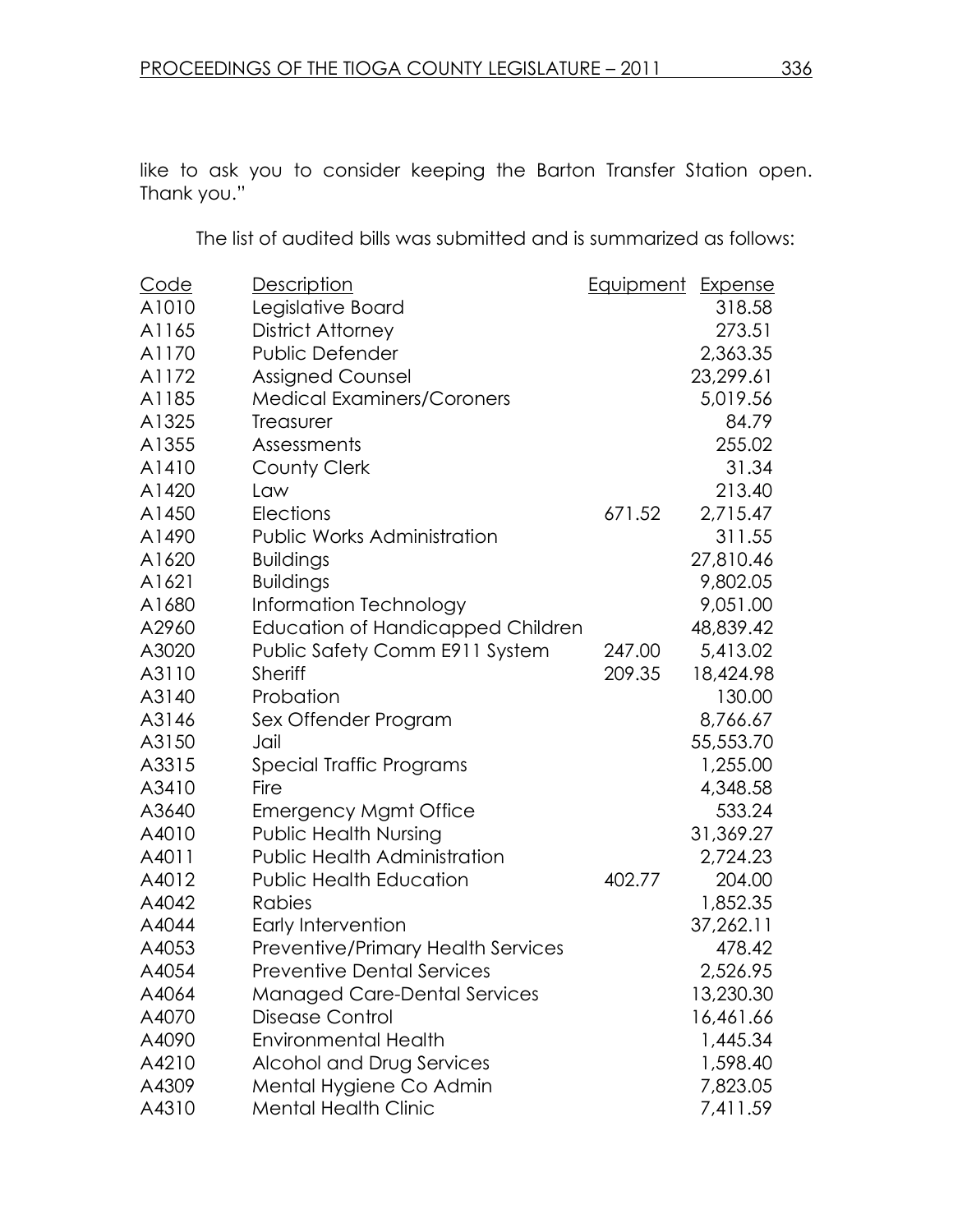like to ask you to consider keeping the Barton Transfer Station open. Thank you."

The list of audited bills was submitted and is summarized as follows:

| Code | Description | Equipment | Expense |
|---|---|---|---|
| A1010 | Legislative Board | | 318.58 |
| A1165 | District Attorney | | 273.51 |
| A1170 | Public Defender | | 2,363.35 |
| A1172 | Assigned Counsel | | 23,299.61 |
| A1185 | Medical Examiners/Coroners | | 5,019.56 |
| A1325 | Treasurer | | 84.79 |
| A1355 | Assessments | | 255.02 |
| A1410 | County Clerk | | 31.34 |
| A1420 | Law | | 213.40 |
| A1450 | Elections | 671.52 | 2,715.47 |
| A1490 | Public Works Administration | | 311.55 |
| A1620 | Buildings | | 27,810.46 |
| A1621 | Buildings | | 9,802.05 |
| A1680 | Information Technology | | 9,051.00 |
| A2960 | Education of Handicapped Children | | 48,839.42 |
| A3020 | Public Safety Comm E911 System | 247.00 | 5,413.02 |
| A3110 | Sheriff | 209.35 | 18,424.98 |
| A3140 | Probation | | 130.00 |
| A3146 | Sex Offender Program | | 8,766.67 |
| A3150 | Jail | | 55,553.70 |
| A3315 | Special Traffic Programs | | 1,255.00 |
| A3410 | Fire | | 4,348.58 |
| A3640 | Emergency Mgmt Office | | 533.24 |
| A4010 | Public Health Nursing | | 31,369.27 |
| A4011 | Public Health Administration | | 2,724.23 |
| A4012 | Public Health Education | 402.77 | 204.00 |
| A4042 | Rabies | | 1,852.35 |
| A4044 | Early Intervention | | 37,262.11 |
| A4053 | Preventive/Primary Health Services | | 478.42 |
| A4054 | Preventive Dental Services | | 2,526.95 |
| A4064 | Managed Care-Dental Services | | 13,230.30 |
| A4070 | Disease Control | | 16,461.66 |
| A4090 | Environmental Health | | 1,445.34 |
| A4210 | Alcohol and Drug Services | | 1,598.40 |
| A4309 | Mental Hygiene Co Admin | | 7,823.05 |
| A4310 | Mental Health Clinic | | 7,411.59 |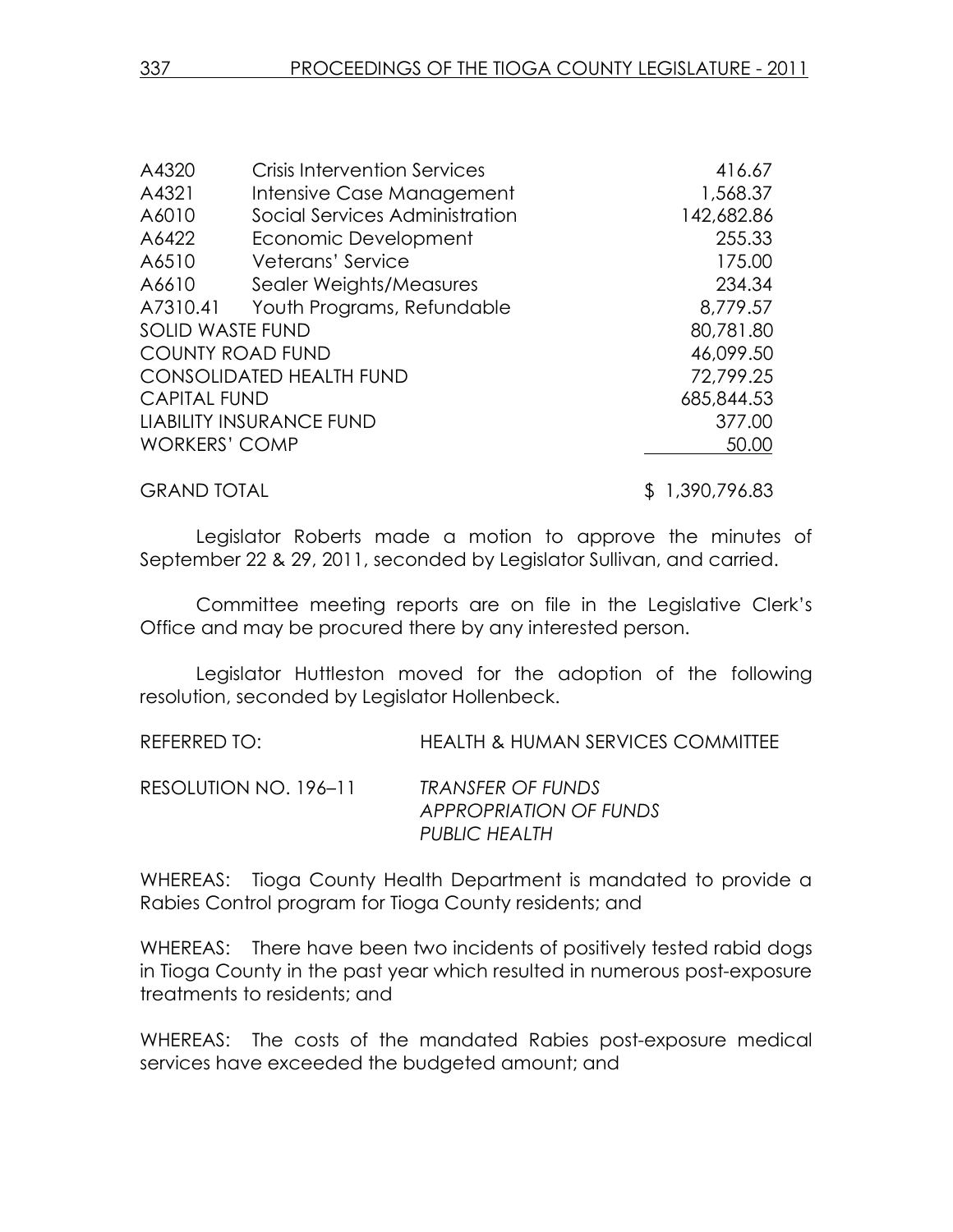| | | |
|---|---|---|
| A4320 | Crisis Intervention Services | 416.67 |
| A4321 | Intensive Case Management | 1,568.37 |
| A6010 | Social Services Administration | 142,682.86 |
| A6422 | Economic Development | 255.33 |
| A6510 | Veterans' Service | 175.00 |
| A6610 | Sealer Weights/Measures | 234.34 |
| A7310.41 | Youth Programs, Refundable | 8,779.57 |
| SOLID WASTE FUND | | 80,781.80 |
| COUNTY ROAD FUND | | 46,099.50 |
| CONSOLIDATED HEALTH FUND | | 72,799.25 |
| CAPITAL FUND | | 685,844.53 |
| LIABILITY INSURANCE FUND | | 377.00 |
| WORKERS' COMP | | 50.00 |
| GRAND TOTAL | | $ 1,390,796.83 |

Legislator Roberts made a motion to approve the minutes of September 22 & 29, 2011, seconded by Legislator Sullivan, and carried.

Committee meeting reports are on file in the Legislative Clerk's Office and may be procured there by any interested person.

Legislator Huttleston moved for the adoption of the following resolution, seconded by Legislator Hollenbeck.

REFERRED TO: HEALTH & HUMAN SERVICES COMMITTEE

RESOLUTION NO. 196–11 *TRANSFER OF FUNDS*
*APPROPRIATION OF FUNDS*
*PUBLIC HEALTH*

WHEREAS: Tioga County Health Department is mandated to provide a Rabies Control program for Tioga County residents; and

WHEREAS: There have been two incidents of positively tested rabid dogs in Tioga County in the past year which resulted in numerous post-exposure treatments to residents; and

WHEREAS: The costs of the mandated Rabies post-exposure medical services have exceeded the budgeted amount; and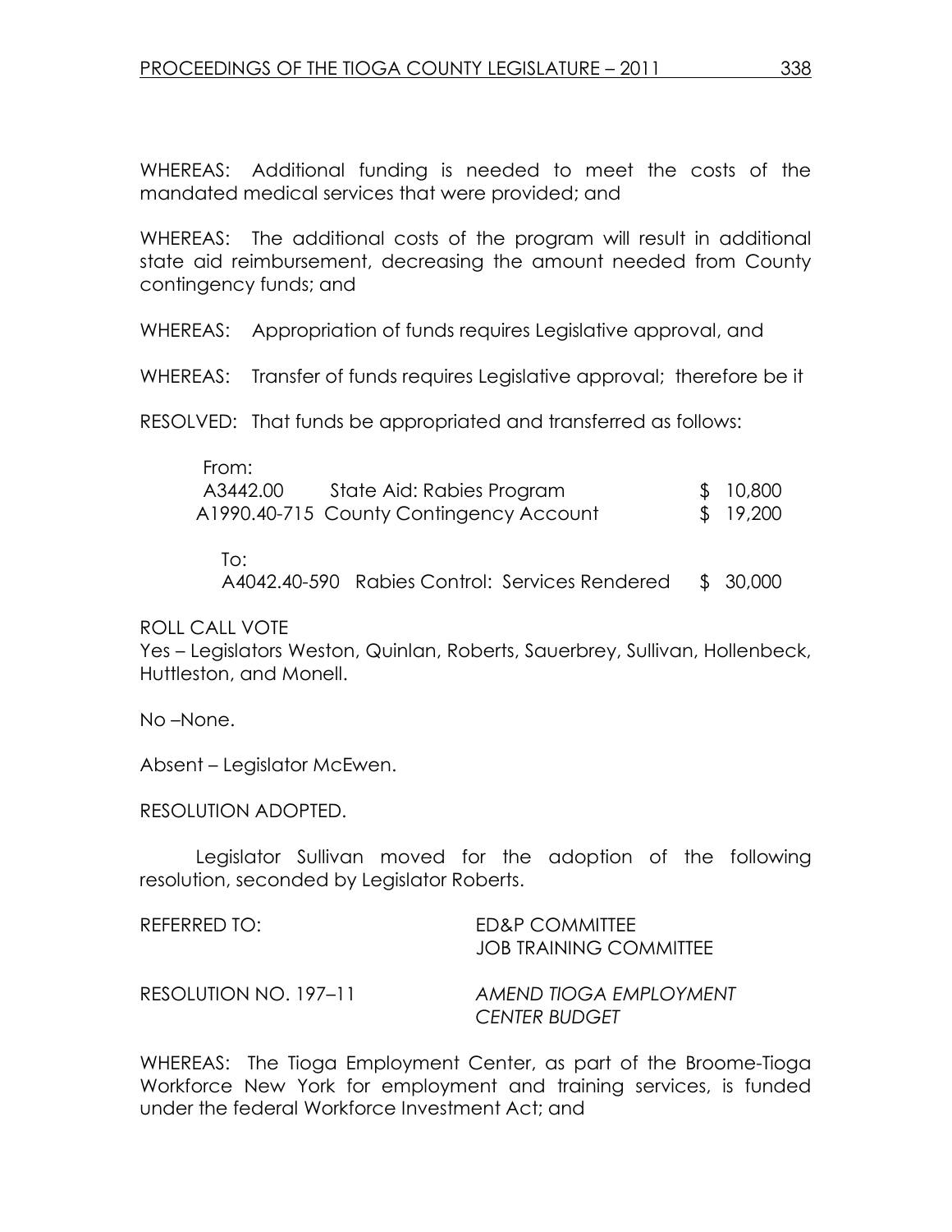WHEREAS: Additional funding is needed to meet the costs of the mandated medical services that were provided; and

WHEREAS: The additional costs of the program will result in additional state aid reimbursement, decreasing the amount needed from County contingency funds; and

WHEREAS: Appropriation of funds requires Legislative approval, and

WHEREAS: Transfer of funds requires Legislative approval; therefore be it

RESOLVED: That funds be appropriated and transferred as follows:

From:

| | | |
|---|---|---|
| A3442.00 | State Aid: Rabies Program | $ 10,800 |
| A1990.40-715 | County Contingency Account | $ 19,200 |

To:

| | | |
|---|---|---|
| A4042.40-590 | Rabies Control: Services Rendered | $ 30,000 |

ROLL CALL VOTE
Yes – Legislators Weston, Quinlan, Roberts, Sauerbrey, Sullivan, Hollenbeck, Huttleston, and Monell.

No –None.

Absent – Legislator McEwen.

RESOLUTION ADOPTED.

Legislator Sullivan moved for the adoption of the following resolution, seconded by Legislator Roberts.

REFERRED TO: ED&P COMMITTEE
JOB TRAINING COMMITTEE

RESOLUTION NO. 197–11 *AMEND TIOGA EMPLOYMENT CENTER BUDGET*

WHEREAS: The Tioga Employment Center, as part of the Broome-Tioga Workforce New York for employment and training services, is funded under the federal Workforce Investment Act; and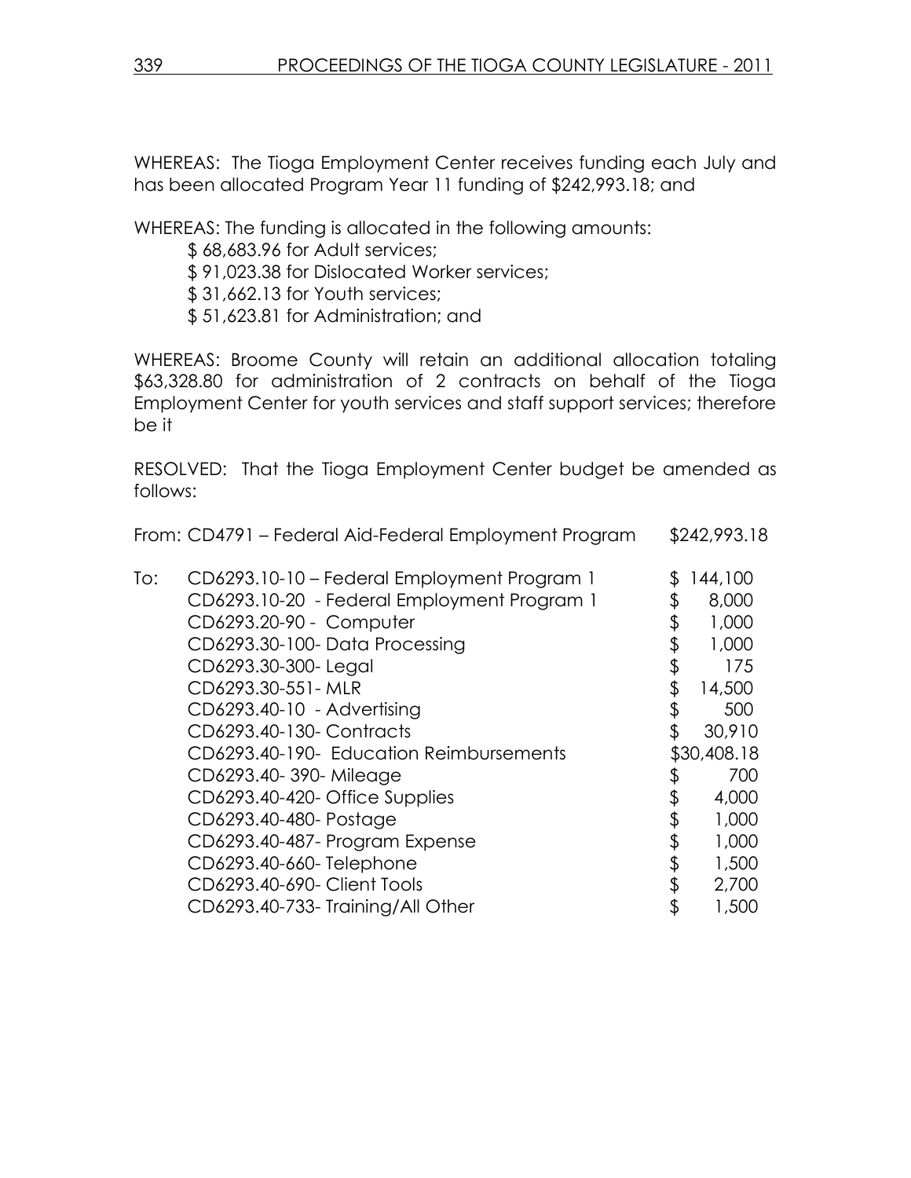WHEREAS: The Tioga Employment Center receives funding each July and has been allocated Program Year 11 funding of $242,993.18; and

WHEREAS: The funding is allocated in the following amounts:

$ 68,683.96 for Adult services;
$ 91,023.38 for Dislocated Worker services;
$ 31,662.13 for Youth services;
$ 51,623.81 for Administration; and

WHEREAS: Broome County will retain an additional allocation totaling $63,328.80 for administration of 2 contracts on behalf of the Tioga Employment Center for youth services and staff support services; therefore be it

RESOLVED: That the Tioga Employment Center budget be amended as follows:

From: CD4791 – Federal Aid-Federal Employment Program $242,993.18

| | | |
|---|---|---|
| To: | CD6293.10-10 – Federal Employment Program 1 | $ 144,100 |
| | CD6293.10-20 - Federal Employment Program 1 | $ 8,000 |
| | CD6293.20-90 - Computer | $ 1,000 |
| | CD6293.30-100- Data Processing | $ 1,000 |
| | CD6293.30-300- Legal | $ 175 |
| | CD6293.30-551- MLR | $ 14,500 |
| | CD6293.40-10 - Advertising | $ 500 |
| | CD6293.40-130- Contracts | $ 30,910 |
| | CD6293.40-190- Education Reimbursements | $30,408.18 |
| | CD6293.40- 390- Mileage | $ 700 |
| | CD6293.40-420- Office Supplies | $ 4,000 |
| | CD6293.40-480- Postage | $ 1,000 |
| | CD6293.40-487- Program Expense | $ 1,000 |
| | CD6293.40-660- Telephone | $ 1,500 |
| | CD6293.40-690- Client Tools | $ 2,700 |
| | CD6293.40-733- Training/All Other | $ 1,500 |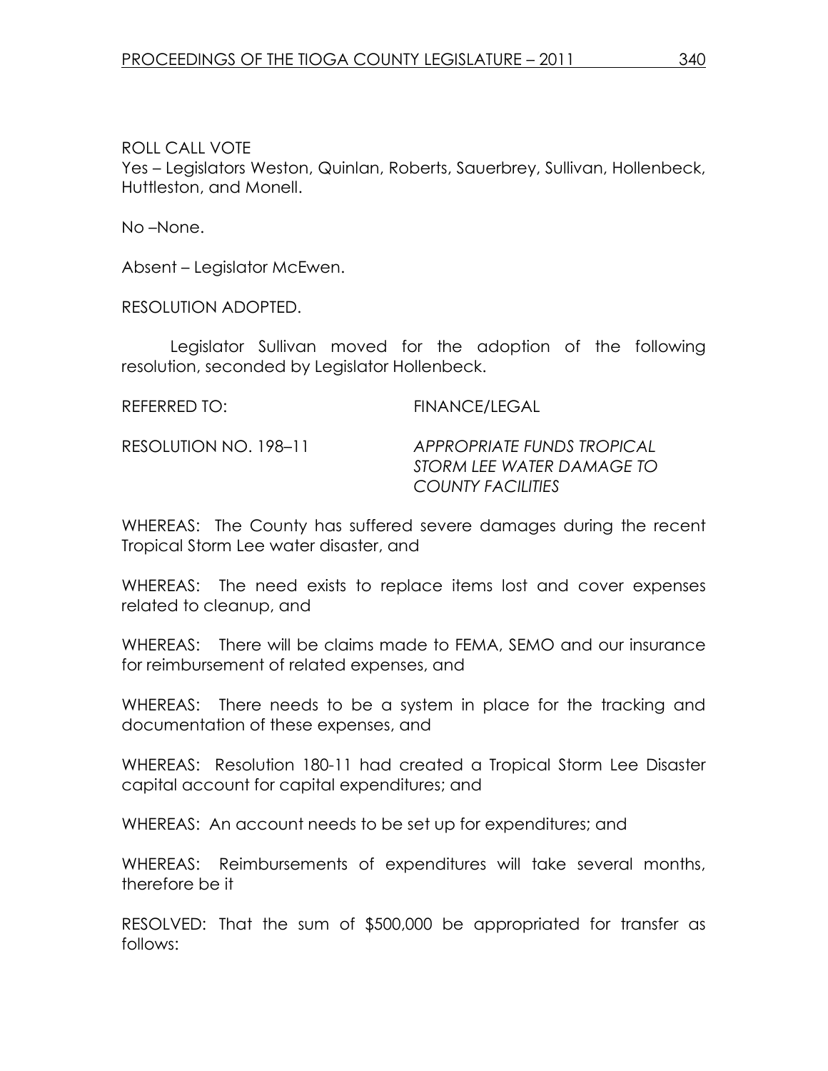ROLL CALL VOTE
Yes – Legislators Weston, Quinlan, Roberts, Sauerbrey, Sullivan, Hollenbeck, Huttleston, and Monell.

No –None.

Absent – Legislator McEwen.

RESOLUTION ADOPTED.

Legislator Sullivan moved for the adoption of the following resolution, seconded by Legislator Hollenbeck.

REFERRED TO: FINANCE/LEGAL

RESOLUTION NO. 198–11 *APPROPRIATE FUNDS TROPICAL STORM LEE WATER DAMAGE TO COUNTY FACILITIES*

WHEREAS: The County has suffered severe damages during the recent Tropical Storm Lee water disaster, and

WHEREAS: The need exists to replace items lost and cover expenses related to cleanup, and

WHEREAS: There will be claims made to FEMA, SEMO and our insurance for reimbursement of related expenses, and

WHEREAS: There needs to be a system in place for the tracking and documentation of these expenses, and

WHEREAS: Resolution 180-11 had created a Tropical Storm Lee Disaster capital account for capital expenditures; and

WHEREAS: An account needs to be set up for expenditures; and

WHEREAS: Reimbursements of expenditures will take several months, therefore be it

RESOLVED: That the sum of $500,000 be appropriated for transfer as follows: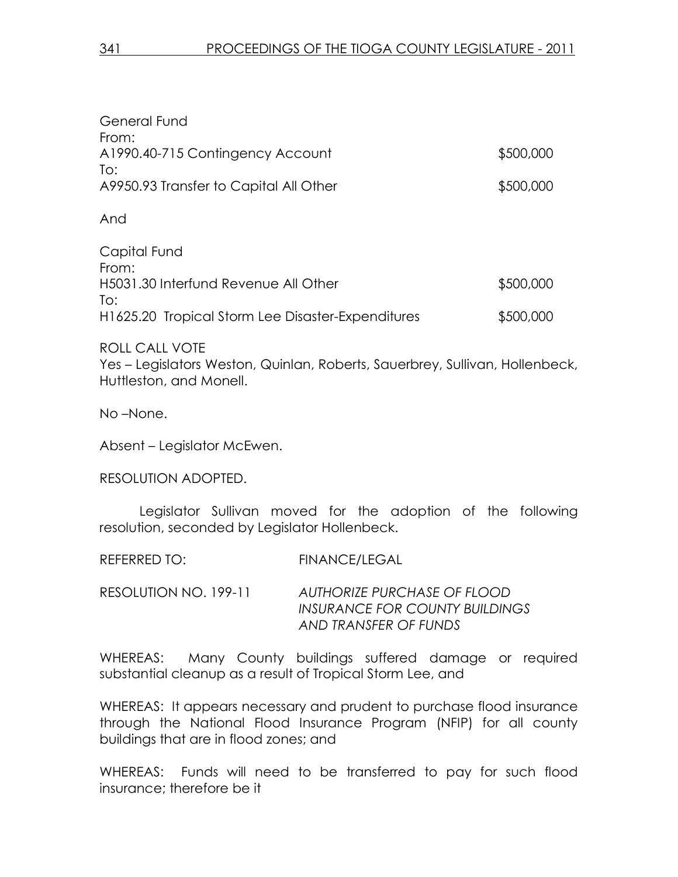General Fund
From:

| | |
|---|---|
| A1990.40-715 Contingency Account | $500,000 |

To:

| | |
|---|---|
| A9950.93 Transfer to Capital All Other | $500,000 |

And

Capital Fund
From:

| | |
|---|---|
| H5031.30 Interfund Revenue All Other | $500,000 |

To:

| | |
|---|---|
| H1625.20 Tropical Storm Lee Disaster-Expenditures | $500,000 |

ROLL CALL VOTE
Yes – Legislators Weston, Quinlan, Roberts, Sauerbrey, Sullivan, Hollenbeck, Huttleston, and Monell.

No –None.

Absent – Legislator McEwen.

RESOLUTION ADOPTED.

Legislator Sullivan moved for the adoption of the following resolution, seconded by Legislator Hollenbeck.

REFERRED TO: FINANCE/LEGAL

RESOLUTION NO. 199-11 *AUTHORIZE PURCHASE OF FLOOD INSURANCE FOR COUNTY BUILDINGS AND TRANSFER OF FUNDS*

WHEREAS: Many County buildings suffered damage or required substantial cleanup as a result of Tropical Storm Lee, and

WHEREAS: It appears necessary and prudent to purchase flood insurance through the National Flood Insurance Program (NFIP) for all county buildings that are in flood zones; and

WHEREAS: Funds will need to be transferred to pay for such flood insurance; therefore be it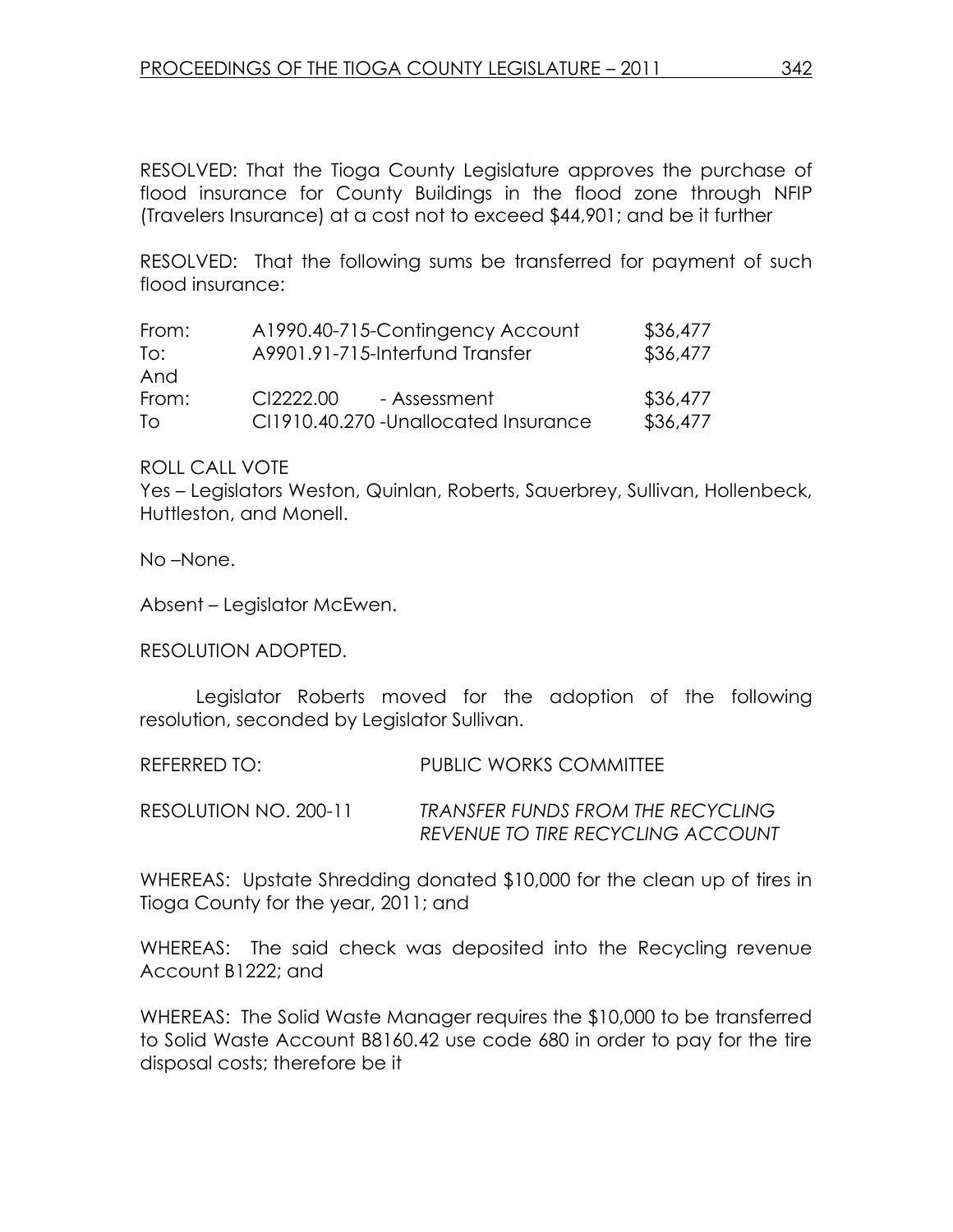RESOLVED: That the Tioga County Legislature approves the purchase of flood insurance for County Buildings in the flood zone through NFIP (Travelers Insurance) at a cost not to exceed $44,901; and be it further

RESOLVED: That the following sums be transferred for payment of such flood insurance:

| | | |
|---|---|---|
| From: | A1990.40-715-Contingency Account | $36,477 |
| To: | A9901.91-715-Interfund Transfer | $36,477 |
| And | | |
| From: | CI2222.00 - Assessment | $36,477 |
| To | CI1910.40.270 -Unallocated Insurance | $36,477 |

ROLL CALL VOTE
Yes – Legislators Weston, Quinlan, Roberts, Sauerbrey, Sullivan, Hollenbeck, Huttleston, and Monell.

No –None.

Absent – Legislator McEwen.

RESOLUTION ADOPTED.

Legislator Roberts moved for the adoption of the following resolution, seconded by Legislator Sullivan.

REFERRED TO: PUBLIC WORKS COMMITTEE

RESOLUTION NO. 200-11 *TRANSFER FUNDS FROM THE RECYCLING REVENUE TO TIRE RECYCLING ACCOUNT*

WHEREAS: Upstate Shredding donated $10,000 for the clean up of tires in Tioga County for the year, 2011; and

WHEREAS: The said check was deposited into the Recycling revenue Account B1222; and

WHEREAS: The Solid Waste Manager requires the $10,000 to be transferred to Solid Waste Account B8160.42 use code 680 in order to pay for the tire disposal costs; therefore be it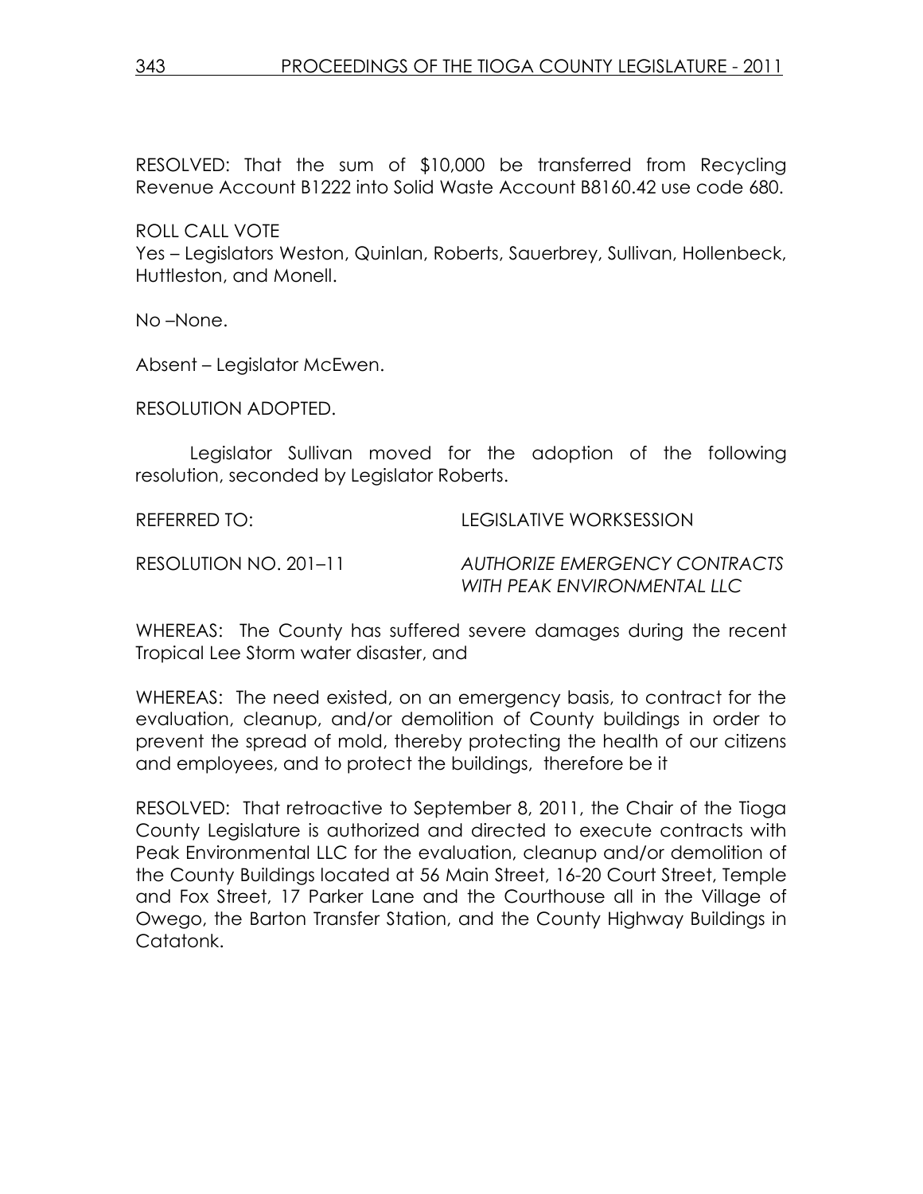RESOLVED: That the sum of $10,000 be transferred from Recycling Revenue Account B1222 into Solid Waste Account B8160.42 use code 680.

ROLL CALL VOTE
Yes – Legislators Weston, Quinlan, Roberts, Sauerbrey, Sullivan, Hollenbeck, Huttleston, and Monell.

No –None.

Absent – Legislator McEwen.

RESOLUTION ADOPTED.

Legislator Sullivan moved for the adoption of the following resolution, seconded by Legislator Roberts.

REFERRED TO: LEGISLATIVE WORKSESSION

RESOLUTION NO. 201–11 *AUTHORIZE EMERGENCY CONTRACTS WITH PEAK ENVIRONMENTAL LLC*

WHEREAS: The County has suffered severe damages during the recent Tropical Lee Storm water disaster, and

WHEREAS: The need existed, on an emergency basis, to contract for the evaluation, cleanup, and/or demolition of County buildings in order to prevent the spread of mold, thereby protecting the health of our citizens and employees, and to protect the buildings, therefore be it

RESOLVED: That retroactive to September 8, 2011, the Chair of the Tioga County Legislature is authorized and directed to execute contracts with Peak Environmental LLC for the evaluation, cleanup and/or demolition of the County Buildings located at 56 Main Street, 16-20 Court Street, Temple and Fox Street, 17 Parker Lane and the Courthouse all in the Village of Owego, the Barton Transfer Station, and the County Highway Buildings in Catatonk.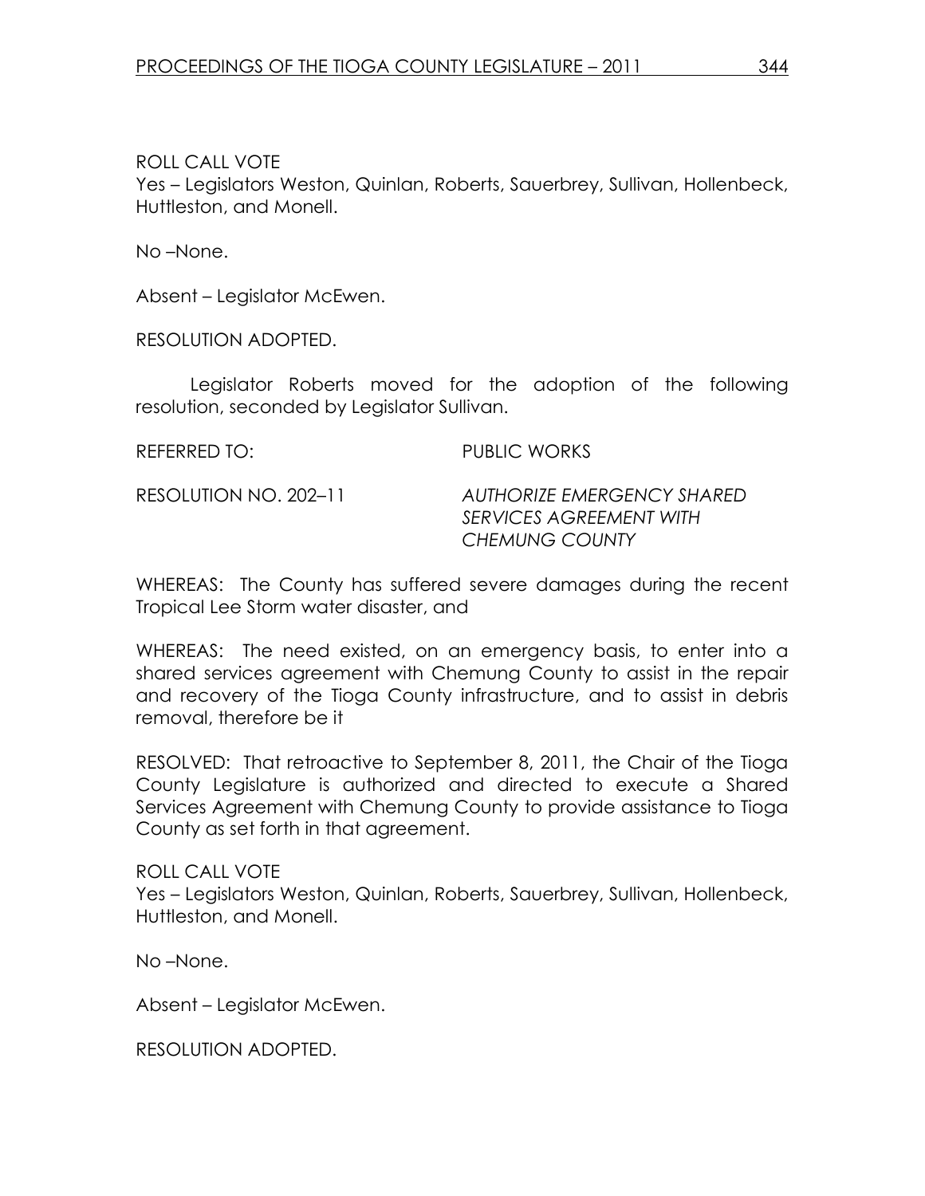ROLL CALL VOTE
Yes – Legislators Weston, Quinlan, Roberts, Sauerbrey, Sullivan, Hollenbeck, Huttleston, and Monell.

No –None.

Absent – Legislator McEwen.

RESOLUTION ADOPTED.

Legislator Roberts moved for the adoption of the following resolution, seconded by Legislator Sullivan.

REFERRED TO: PUBLIC WORKS

RESOLUTION NO. 202–11 *AUTHORIZE EMERGENCY SHARED SERVICES AGREEMENT WITH CHEMUNG COUNTY*

WHEREAS: The County has suffered severe damages during the recent Tropical Lee Storm water disaster, and

WHEREAS: The need existed, on an emergency basis, to enter into a shared services agreement with Chemung County to assist in the repair and recovery of the Tioga County infrastructure, and to assist in debris removal, therefore be it

RESOLVED: That retroactive to September 8, 2011, the Chair of the Tioga County Legislature is authorized and directed to execute a Shared Services Agreement with Chemung County to provide assistance to Tioga County as set forth in that agreement.

ROLL CALL VOTE
Yes – Legislators Weston, Quinlan, Roberts, Sauerbrey, Sullivan, Hollenbeck, Huttleston, and Monell.

No –None.

Absent – Legislator McEwen.

RESOLUTION ADOPTED.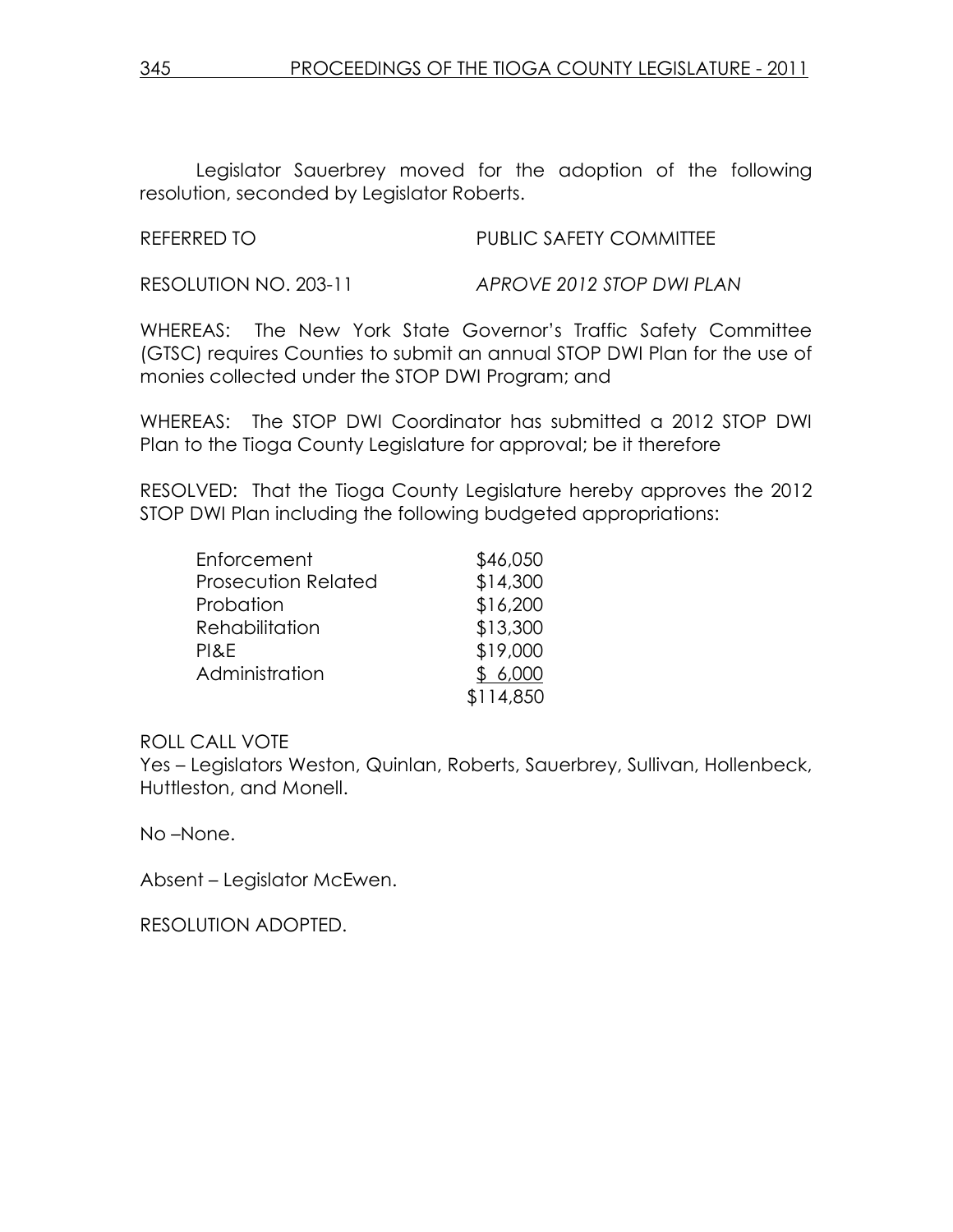Legislator Sauerbrey moved for the adoption of the following resolution, seconded by Legislator Roberts.

REFERRED TO PUBLIC SAFETY COMMITTEE

RESOLUTION NO. 203-11 *APROVE 2012 STOP DWI PLAN*

WHEREAS: The New York State Governor's Traffic Safety Committee (GTSC) requires Counties to submit an annual STOP DWI Plan for the use of monies collected under the STOP DWI Program; and

WHEREAS: The STOP DWI Coordinator has submitted a 2012 STOP DWI Plan to the Tioga County Legislature for approval; be it therefore

RESOLVED: That the Tioga County Legislature hereby approves the 2012 STOP DWI Plan including the following budgeted appropriations:

| | |
|---|---|
| Enforcement | \$46,050 |
| Prosecution Related | \$14,300 |
| Probation | \$16,200 |
| Rehabilitation | \$13,300 |
| PI&E | \$19,000 |
| Administration | \$ 6,000 |
| | \$114,850 |

ROLL CALL VOTE
Yes – Legislators Weston, Quinlan, Roberts, Sauerbrey, Sullivan, Hollenbeck, Huttleston, and Monell.

No –None.

Absent – Legislator McEwen.

RESOLUTION ADOPTED.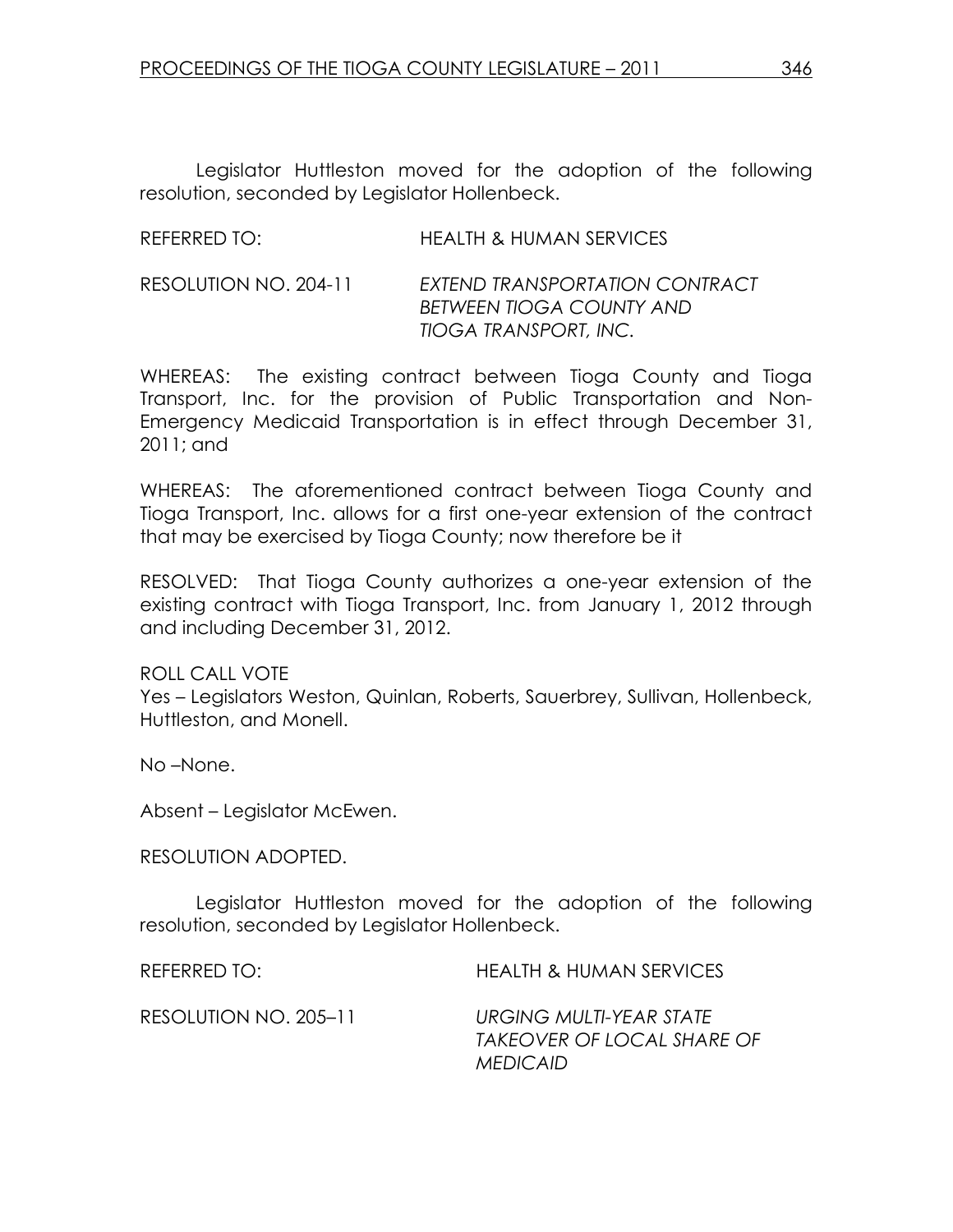Legislator Huttleston moved for the adoption of the following resolution, seconded by Legislator Hollenbeck.

REFERRED TO: HEALTH & HUMAN SERVICES

RESOLUTION NO. 204-11 *EXTEND TRANSPORTATION CONTRACT BETWEEN TIOGA COUNTY AND TIOGA TRANSPORT, INC.*

WHEREAS: The existing contract between Tioga County and Tioga Transport, Inc. for the provision of Public Transportation and Non-Emergency Medicaid Transportation is in effect through December 31, 2011; and

WHEREAS: The aforementioned contract between Tioga County and Tioga Transport, Inc. allows for a first one-year extension of the contract that may be exercised by Tioga County; now therefore be it

RESOLVED: That Tioga County authorizes a one-year extension of the existing contract with Tioga Transport, Inc. from January 1, 2012 through and including December 31, 2012.

ROLL CALL VOTE
Yes – Legislators Weston, Quinlan, Roberts, Sauerbrey, Sullivan, Hollenbeck, Huttleston, and Monell.

No –None.

Absent – Legislator McEwen.

RESOLUTION ADOPTED.

Legislator Huttleston moved for the adoption of the following resolution, seconded by Legislator Hollenbeck.

REFERRED TO: HEALTH & HUMAN SERVICES

RESOLUTION NO. 205–11 *URGING MULTI-YEAR STATE TAKEOVER OF LOCAL SHARE OF MEDICAID*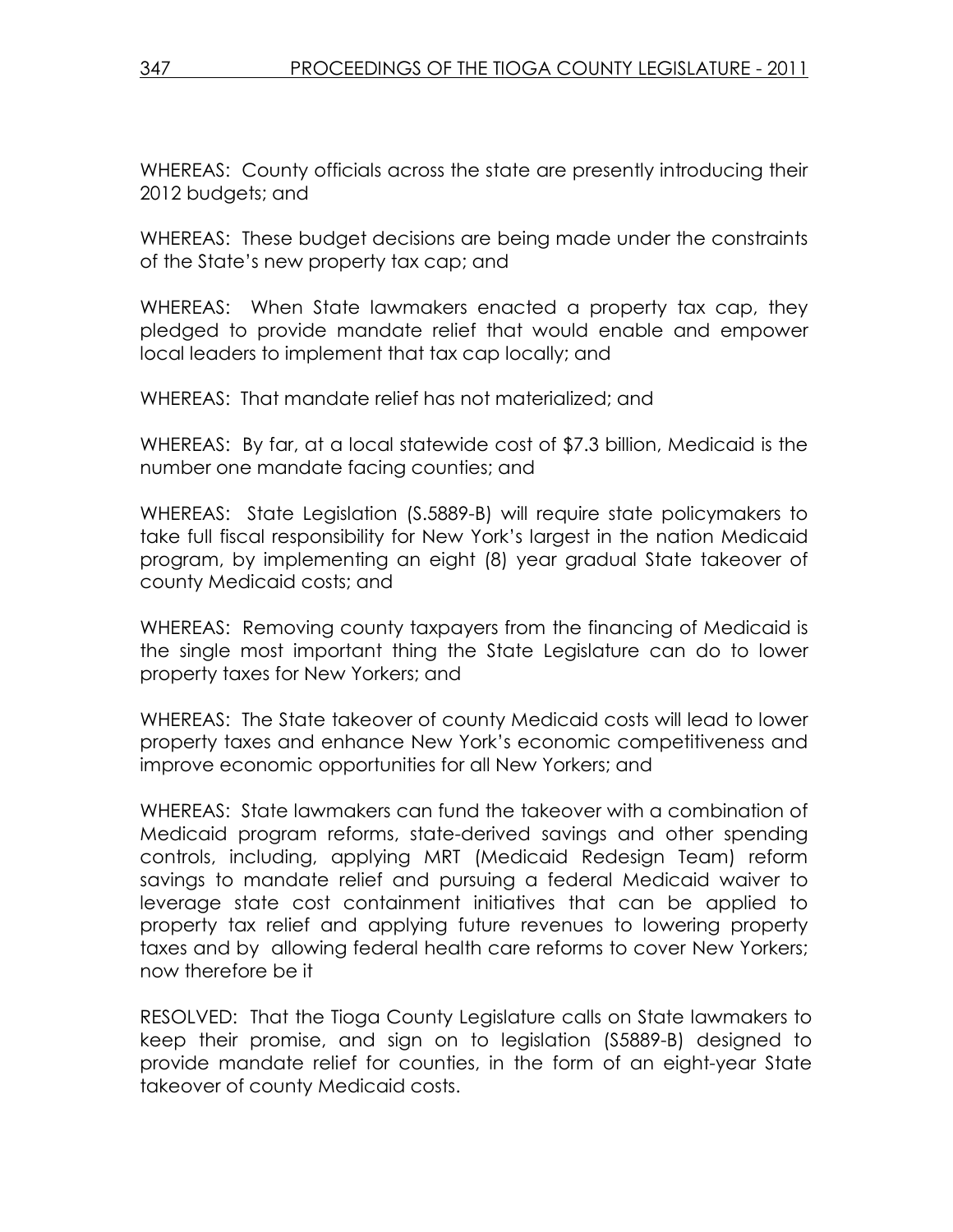WHEREAS: County officials across the state are presently introducing their 2012 budgets; and

WHEREAS: These budget decisions are being made under the constraints of the State's new property tax cap; and

WHEREAS: When State lawmakers enacted a property tax cap, they pledged to provide mandate relief that would enable and empower local leaders to implement that tax cap locally; and

WHEREAS: That mandate relief has not materialized; and

WHEREAS: By far, at a local statewide cost of $7.3 billion, Medicaid is the number one mandate facing counties; and

WHEREAS: State Legislation (S.5889-B) will require state policymakers to take full fiscal responsibility for New York's largest in the nation Medicaid program, by implementing an eight (8) year gradual State takeover of county Medicaid costs; and

WHEREAS: Removing county taxpayers from the financing of Medicaid is the single most important thing the State Legislature can do to lower property taxes for New Yorkers; and

WHEREAS: The State takeover of county Medicaid costs will lead to lower property taxes and enhance New York's economic competitiveness and improve economic opportunities for all New Yorkers; and

WHEREAS: State lawmakers can fund the takeover with a combination of Medicaid program reforms, state-derived savings and other spending controls, including, applying MRT (Medicaid Redesign Team) reform savings to mandate relief and pursuing a federal Medicaid waiver to leverage state cost containment initiatives that can be applied to property tax relief and applying future revenues to lowering property taxes and by allowing federal health care reforms to cover New Yorkers; now therefore be it

RESOLVED: That the Tioga County Legislature calls on State lawmakers to keep their promise, and sign on to legislation (S5889-B) designed to provide mandate relief for counties, in the form of an eight-year State takeover of county Medicaid costs.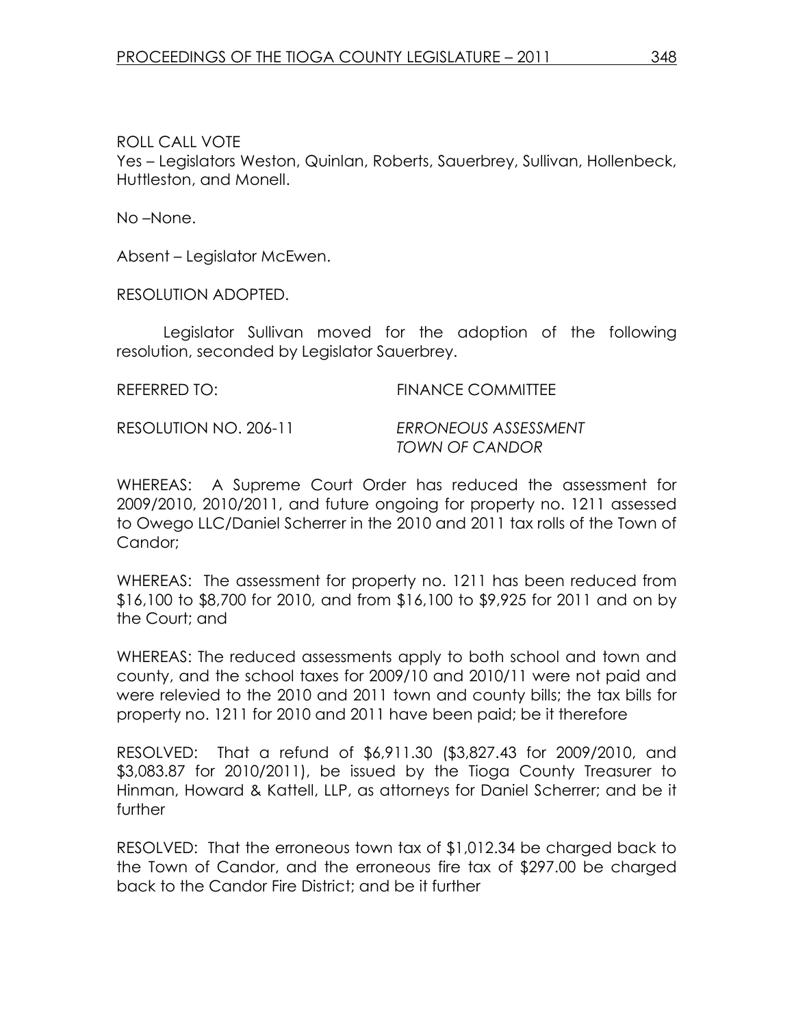ROLL CALL VOTE
Yes – Legislators Weston, Quinlan, Roberts, Sauerbrey, Sullivan, Hollenbeck, Huttleston, and Monell.

No –None.

Absent – Legislator McEwen.

RESOLUTION ADOPTED.

Legislator Sullivan moved for the adoption of the following resolution, seconded by Legislator Sauerbrey.

REFERRED TO: FINANCE COMMITTEE

RESOLUTION NO. 206-11 *ERRONEOUS ASSESSMENT TOWN OF CANDOR*

WHEREAS: A Supreme Court Order has reduced the assessment for 2009/2010, 2010/2011, and future ongoing for property no. 1211 assessed to Owego LLC/Daniel Scherrer in the 2010 and 2011 tax rolls of the Town of Candor;

WHEREAS: The assessment for property no. 1211 has been reduced from $16,100 to $8,700 for 2010, and from $16,100 to $9,925 for 2011 and on by the Court; and

WHEREAS: The reduced assessments apply to both school and town and county, and the school taxes for 2009/10 and 2010/11 were not paid and were relevied to the 2010 and 2011 town and county bills; the tax bills for property no. 1211 for 2010 and 2011 have been paid; be it therefore

RESOLVED: That a refund of $6,911.30 ($3,827.43 for 2009/2010, and $3,083.87 for 2010/2011), be issued by the Tioga County Treasurer to Hinman, Howard & Kattell, LLP, as attorneys for Daniel Scherrer; and be it further

RESOLVED: That the erroneous town tax of $1,012.34 be charged back to the Town of Candor, and the erroneous fire tax of $297.00 be charged back to the Candor Fire District; and be it further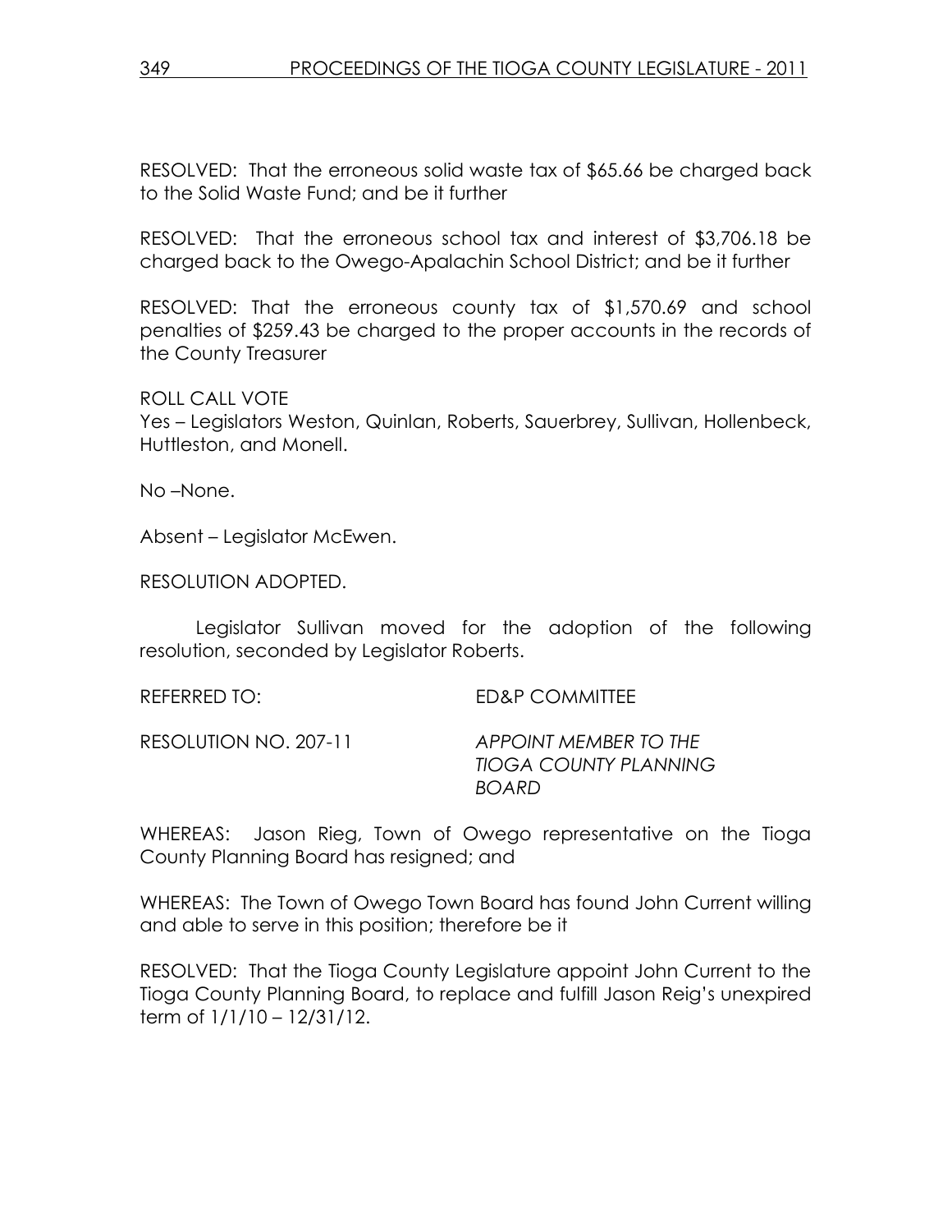RESOLVED: That the erroneous solid waste tax of $65.66 be charged back to the Solid Waste Fund; and be it further

RESOLVED: That the erroneous school tax and interest of $3,706.18 be charged back to the Owego-Apalachin School District; and be it further

RESOLVED: That the erroneous county tax of $1,570.69 and school penalties of $259.43 be charged to the proper accounts in the records of the County Treasurer

ROLL CALL VOTE
Yes – Legislators Weston, Quinlan, Roberts, Sauerbrey, Sullivan, Hollenbeck, Huttleston, and Monell.

No –None.

Absent – Legislator McEwen.

RESOLUTION ADOPTED.

Legislator Sullivan moved for the adoption of the following resolution, seconded by Legislator Roberts.

REFERRED TO: ED&P COMMITTEE

RESOLUTION NO. 207-11 *APPOINT MEMBER TO THE TIOGA COUNTY PLANNING BOARD*

WHEREAS: Jason Rieg, Town of Owego representative on the Tioga County Planning Board has resigned; and

WHEREAS: The Town of Owego Town Board has found John Current willing and able to serve in this position; therefore be it

RESOLVED: That the Tioga County Legislature appoint John Current to the Tioga County Planning Board, to replace and fulfill Jason Reig's unexpired term of 1/1/10 – 12/31/12.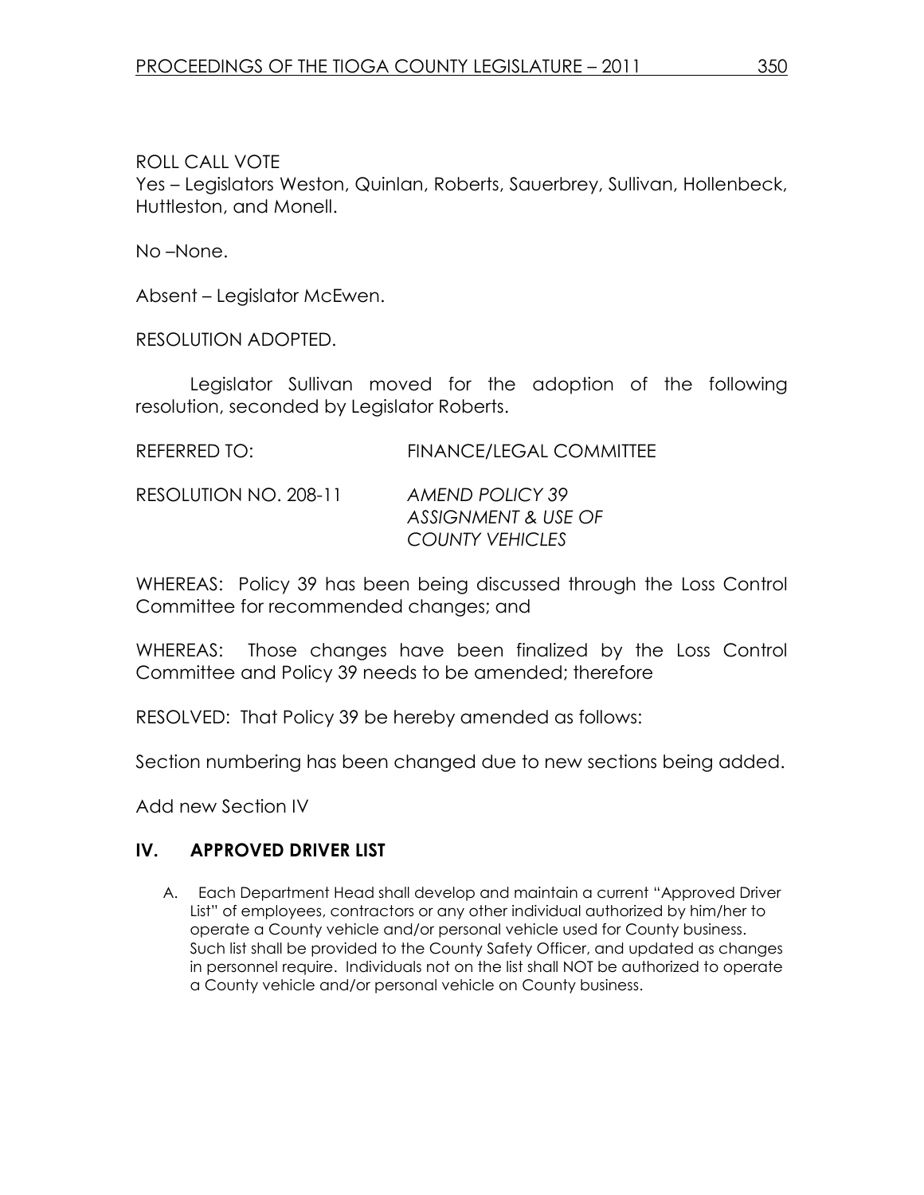ROLL CALL VOTE
Yes – Legislators Weston, Quinlan, Roberts, Sauerbrey, Sullivan, Hollenbeck, Huttleston, and Monell.

No –None.

Absent – Legislator McEwen.

RESOLUTION ADOPTED.

Legislator Sullivan moved for the adoption of the following resolution, seconded by Legislator Roberts.

REFERRED TO: FINANCE/LEGAL COMMITTEE

RESOLUTION NO. 208-11 *AMEND POLICY 39 ASSIGNMENT & USE OF COUNTY VEHICLES*

WHEREAS: Policy 39 has been being discussed through the Loss Control Committee for recommended changes; and

WHEREAS: Those changes have been finalized by the Loss Control Committee and Policy 39 needs to be amended; therefore

RESOLVED: That Policy 39 be hereby amended as follows:

Section numbering has been changed due to new sections being added.

Add new Section IV

## IV. APPROVED DRIVER LIST

A. Each Department Head shall develop and maintain a current "Approved Driver List" of employees, contractors or any other individual authorized by him/her to operate a County vehicle and/or personal vehicle used for County business. Such list shall be provided to the County Safety Officer, and updated as changes in personnel require. Individuals not on the list shall NOT be authorized to operate a County vehicle and/or personal vehicle on County business.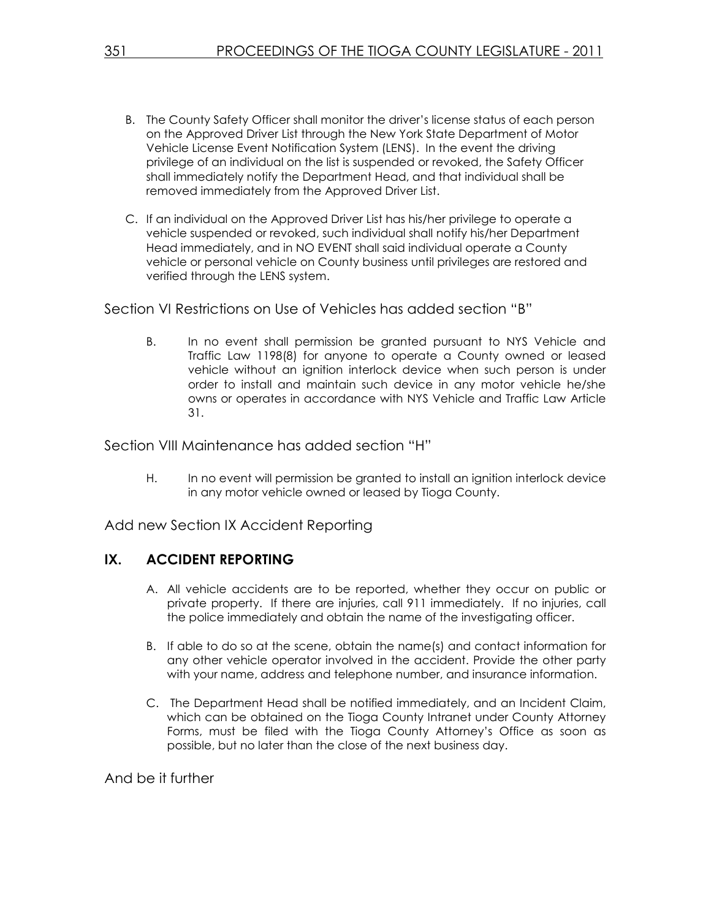B. The County Safety Officer shall monitor the driver's license status of each person on the Approved Driver List through the New York State Department of Motor Vehicle License Event Notification System (LENS). In the event the driving privilege of an individual on the list is suspended or revoked, the Safety Officer shall immediately notify the Department Head, and that individual shall be removed immediately from the Approved Driver List.

C. If an individual on the Approved Driver List has his/her privilege to operate a vehicle suspended or revoked, such individual shall notify his/her Department Head immediately, and in NO EVENT shall said individual operate a County vehicle or personal vehicle on County business until privileges are restored and verified through the LENS system.

Section VI Restrictions on Use of Vehicles has added section "B"

B. In no event shall permission be granted pursuant to NYS Vehicle and Traffic Law 1198(8) for anyone to operate a County owned or leased vehicle without an ignition interlock device when such person is under order to install and maintain such device in any motor vehicle he/she owns or operates in accordance with NYS Vehicle and Traffic Law Article 31.

Section VIII Maintenance has added section "H"

H. In no event will permission be granted to install an ignition interlock device in any motor vehicle owned or leased by Tioga County.

Add new Section IX Accident Reporting

## IX. ACCIDENT REPORTING

A. All vehicle accidents are to be reported, whether they occur on public or private property. If there are injuries, call 911 immediately. If no injuries, call the police immediately and obtain the name of the investigating officer.

B. If able to do so at the scene, obtain the name(s) and contact information for any other vehicle operator involved in the accident. Provide the other party with your name, address and telephone number, and insurance information.

C. The Department Head shall be notified immediately, and an Incident Claim, which can be obtained on the Tioga County Intranet under County Attorney Forms, must be filed with the Tioga County Attorney's Office as soon as possible, but no later than the close of the next business day.

And be it further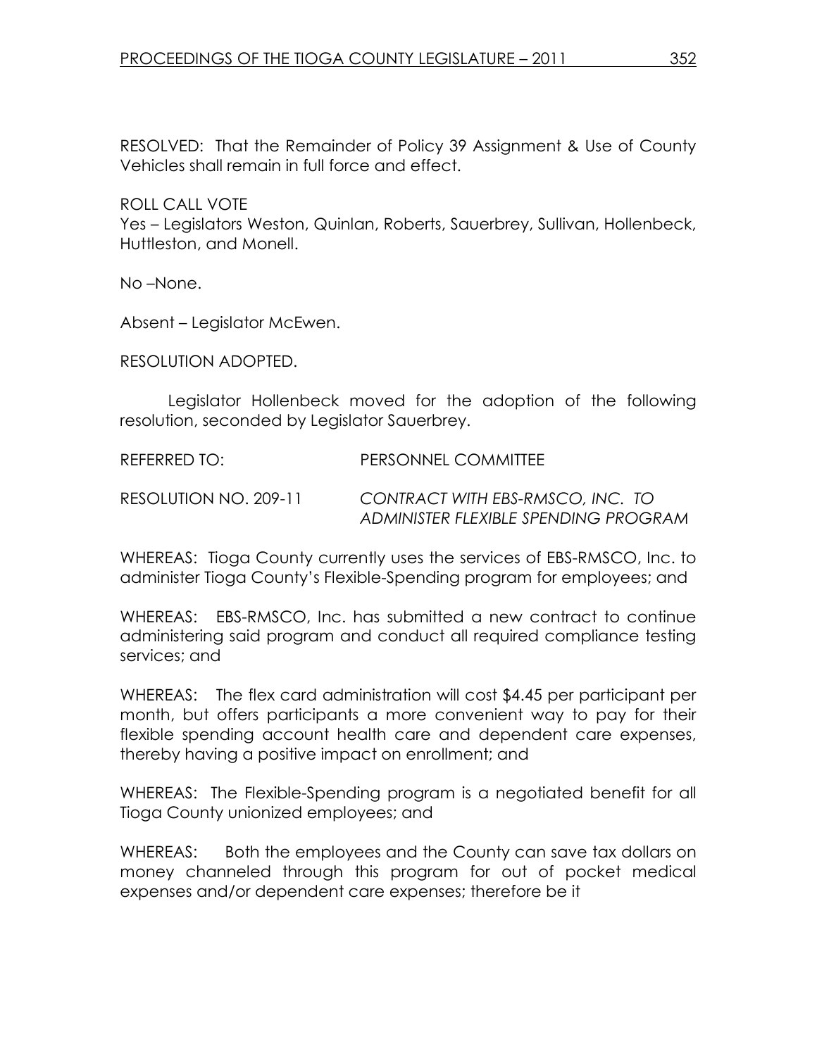RESOLVED: That the Remainder of Policy 39 Assignment & Use of County Vehicles shall remain in full force and effect.

ROLL CALL VOTE
Yes – Legislators Weston, Quinlan, Roberts, Sauerbrey, Sullivan, Hollenbeck, Huttleston, and Monell.

No –None.

Absent – Legislator McEwen.

RESOLUTION ADOPTED.

Legislator Hollenbeck moved for the adoption of the following resolution, seconded by Legislator Sauerbrey.

REFERRED TO: PERSONNEL COMMITTEE

RESOLUTION NO. 209-11 *CONTRACT WITH EBS-RMSCO, INC. TO ADMINISTER FLEXIBLE SPENDING PROGRAM*

WHEREAS: Tioga County currently uses the services of EBS-RMSCO, Inc. to administer Tioga County's Flexible-Spending program for employees; and

WHEREAS: EBS-RMSCO, Inc. has submitted a new contract to continue administering said program and conduct all required compliance testing services; and

WHEREAS: The flex card administration will cost $4.45 per participant per month, but offers participants a more convenient way to pay for their flexible spending account health care and dependent care expenses, thereby having a positive impact on enrollment; and

WHEREAS: The Flexible-Spending program is a negotiated benefit for all Tioga County unionized employees; and

WHEREAS: Both the employees and the County can save tax dollars on money channeled through this program for out of pocket medical expenses and/or dependent care expenses; therefore be it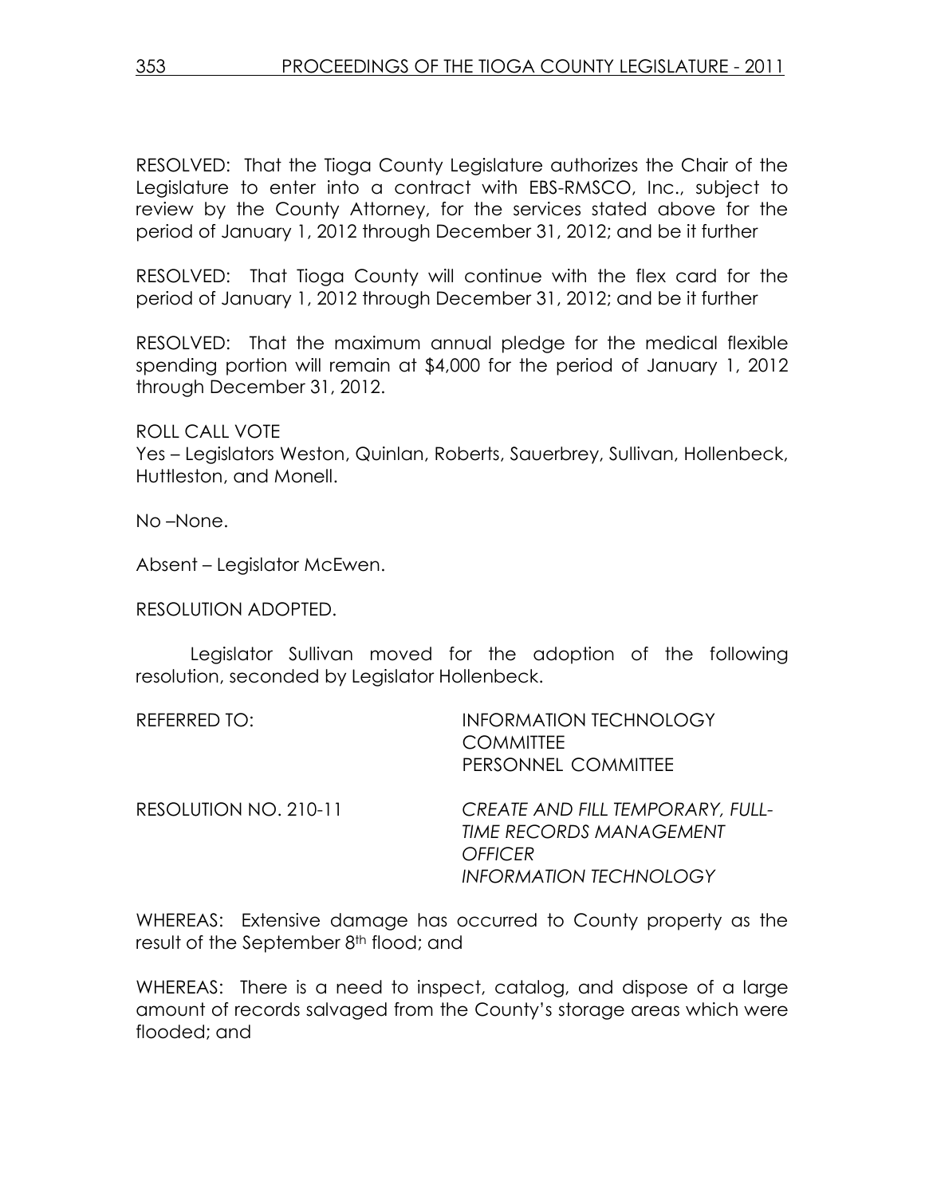RESOLVED: That the Tioga County Legislature authorizes the Chair of the Legislature to enter into a contract with EBS-RMSCO, Inc., subject to review by the County Attorney, for the services stated above for the period of January 1, 2012 through December 31, 2012; and be it further

RESOLVED: That Tioga County will continue with the flex card for the period of January 1, 2012 through December 31, 2012; and be it further

RESOLVED: That the maximum annual pledge for the medical flexible spending portion will remain at $4,000 for the period of January 1, 2012 through December 31, 2012.

ROLL CALL VOTE
Yes – Legislators Weston, Quinlan, Roberts, Sauerbrey, Sullivan, Hollenbeck, Huttleston, and Monell.

No –None.

Absent – Legislator McEwen.

RESOLUTION ADOPTED.

Legislator Sullivan moved for the adoption of the following resolution, seconded by Legislator Hollenbeck.

REFERRED TO: INFORMATION TECHNOLOGY COMMITTEE
PERSONNEL COMMITTEE

RESOLUTION NO. 210-11 *CREATE AND FILL TEMPORARY, FULL-TIME RECORDS MANAGEMENT OFFICER*
*INFORMATION TECHNOLOGY*

WHEREAS: Extensive damage has occurred to County property as the result of the September 8th flood; and

WHEREAS: There is a need to inspect, catalog, and dispose of a large amount of records salvaged from the County's storage areas which were flooded; and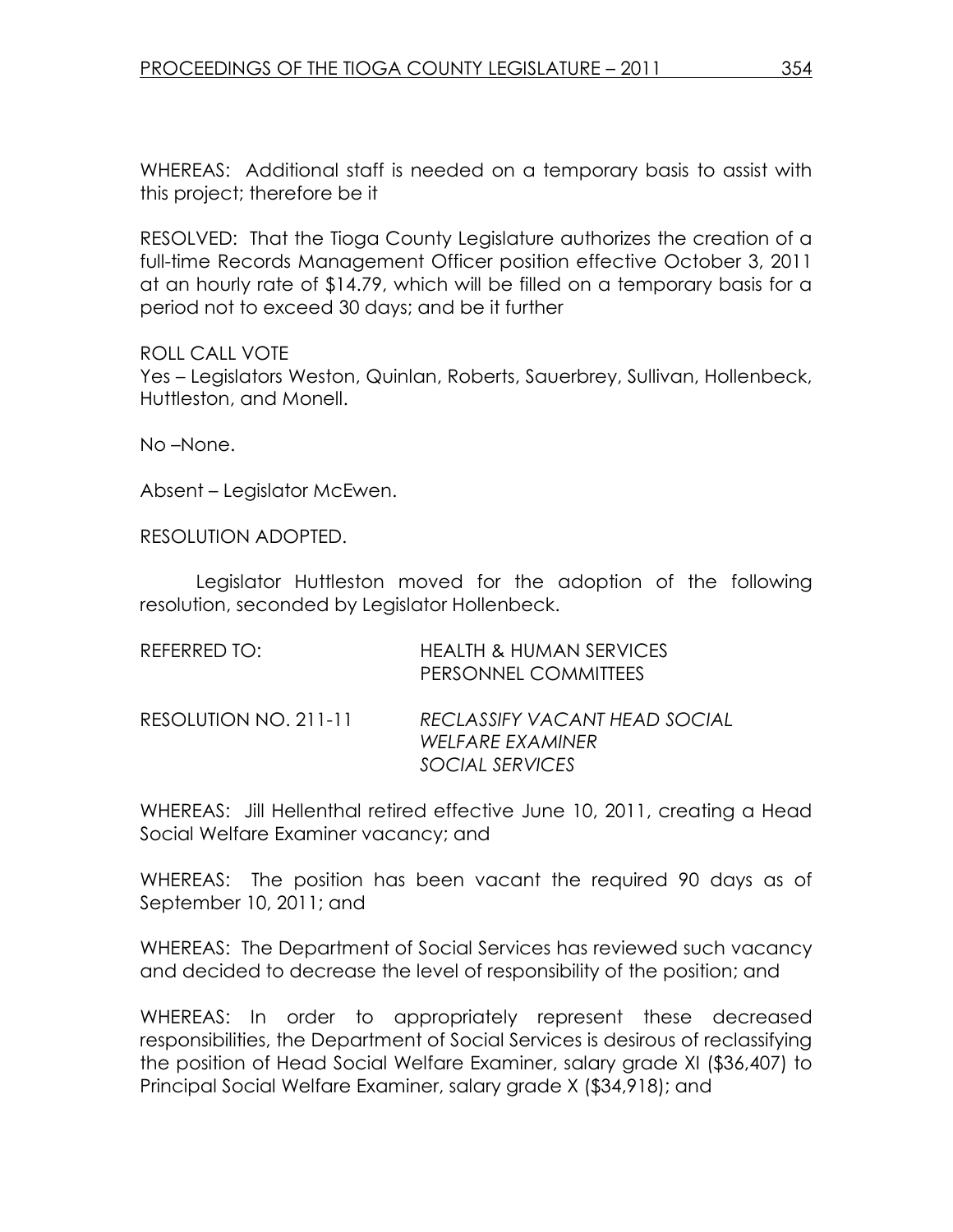WHEREAS: Additional staff is needed on a temporary basis to assist with this project; therefore be it

RESOLVED: That the Tioga County Legislature authorizes the creation of a full-time Records Management Officer position effective October 3, 2011 at an hourly rate of $14.79, which will be filled on a temporary basis for a period not to exceed 30 days; and be it further

ROLL CALL VOTE
Yes – Legislators Weston, Quinlan, Roberts, Sauerbrey, Sullivan, Hollenbeck, Huttleston, and Monell.

No –None.

Absent – Legislator McEwen.

RESOLUTION ADOPTED.

Legislator Huttleston moved for the adoption of the following resolution, seconded by Legislator Hollenbeck.

| | |
|---|---|
| REFERRED TO: | HEALTH & HUMAN SERVICES PERSONNEL COMMITTEES |
| RESOLUTION NO. 211-11 | *RECLASSIFY VACANT HEAD SOCIAL WELFARE EXAMINER SOCIAL SERVICES* |

WHEREAS: Jill Hellenthal retired effective June 10, 2011, creating a Head Social Welfare Examiner vacancy; and

WHEREAS: The position has been vacant the required 90 days as of September 10, 2011; and

WHEREAS: The Department of Social Services has reviewed such vacancy and decided to decrease the level of responsibility of the position; and

WHEREAS: In order to appropriately represent these decreased responsibilities, the Department of Social Services is desirous of reclassifying the position of Head Social Welfare Examiner, salary grade XI ($36,407) to Principal Social Welfare Examiner, salary grade X ($34,918); and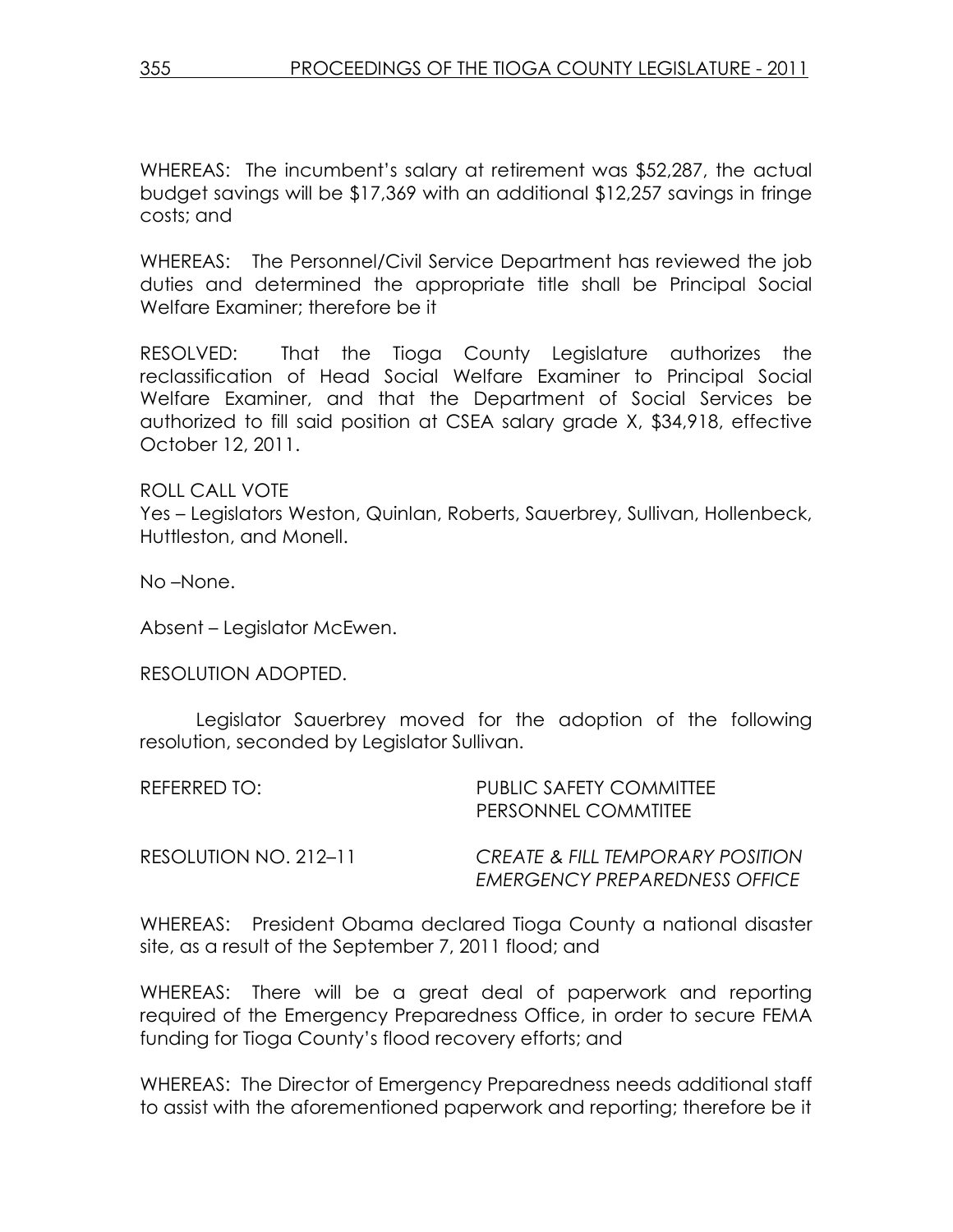WHEREAS: The incumbent's salary at retirement was $52,287, the actual budget savings will be $17,369 with an additional $12,257 savings in fringe costs; and

WHEREAS: The Personnel/Civil Service Department has reviewed the job duties and determined the appropriate title shall be Principal Social Welfare Examiner; therefore be it

RESOLVED: That the Tioga County Legislature authorizes the reclassification of Head Social Welfare Examiner to Principal Social Welfare Examiner, and that the Department of Social Services be authorized to fill said position at CSEA salary grade X, $34,918, effective October 12, 2011.

ROLL CALL VOTE
Yes – Legislators Weston, Quinlan, Roberts, Sauerbrey, Sullivan, Hollenbeck, Huttleston, and Monell.

No –None.

Absent – Legislator McEwen.

RESOLUTION ADOPTED.

Legislator Sauerbrey moved for the adoption of the following resolution, seconded by Legislator Sullivan.

REFERRED TO: PUBLIC SAFETY COMMITTEE
PERSONNEL COMMTITEE

RESOLUTION NO. 212–11 *CREATE & FILL TEMPORARY POSITION EMERGENCY PREPAREDNESS OFFICE*

WHEREAS: President Obama declared Tioga County a national disaster site, as a result of the September 7, 2011 flood; and

WHEREAS: There will be a great deal of paperwork and reporting required of the Emergency Preparedness Office, in order to secure FEMA funding for Tioga County's flood recovery efforts; and

WHEREAS: The Director of Emergency Preparedness needs additional staff to assist with the aforementioned paperwork and reporting; therefore be it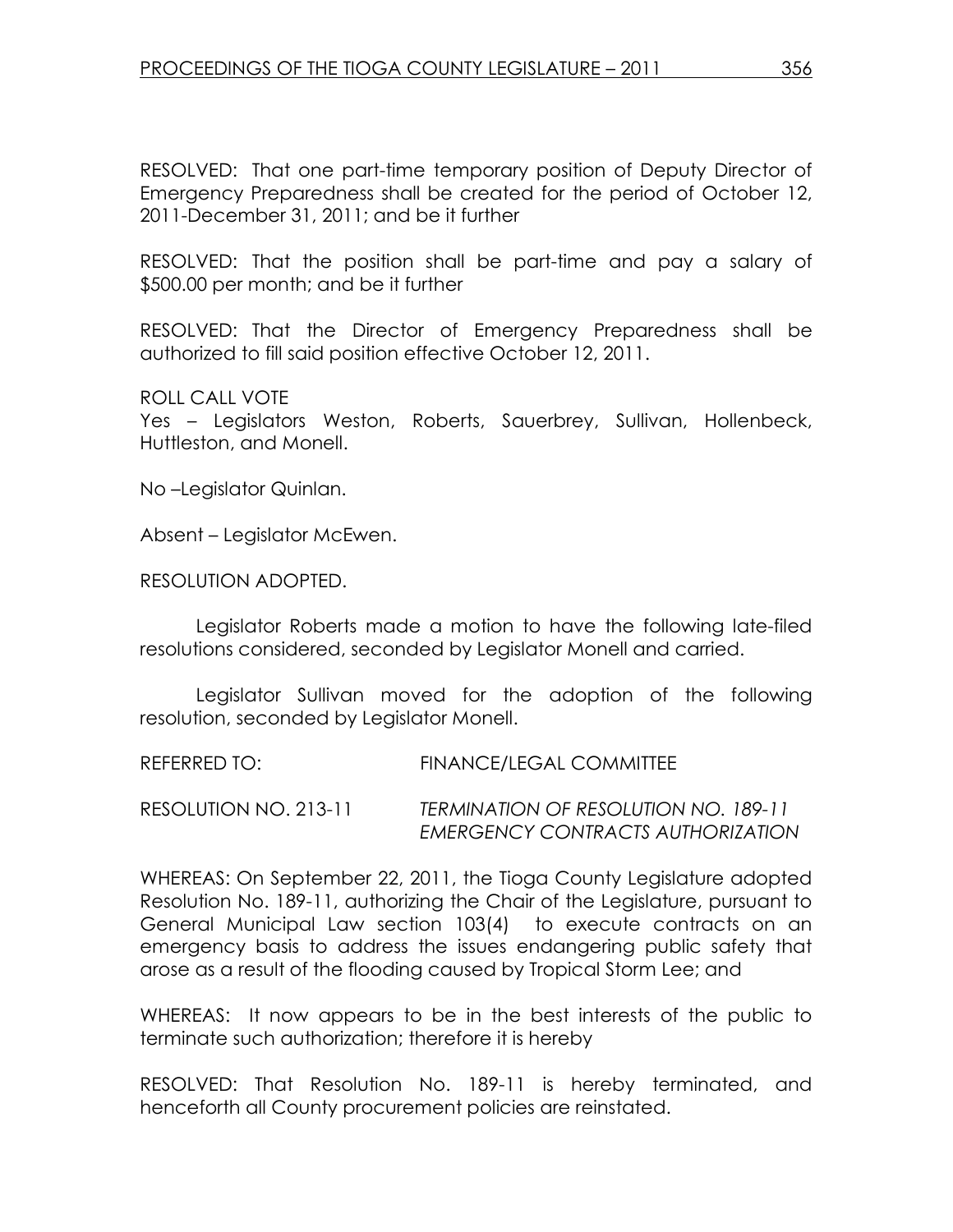RESOLVED: That one part-time temporary position of Deputy Director of Emergency Preparedness shall be created for the period of October 12, 2011-December 31, 2011; and be it further

RESOLVED: That the position shall be part-time and pay a salary of $500.00 per month; and be it further

RESOLVED: That the Director of Emergency Preparedness shall be authorized to fill said position effective October 12, 2011.

ROLL CALL VOTE
Yes – Legislators Weston, Roberts, Sauerbrey, Sullivan, Hollenbeck, Huttleston, and Monell.

No –Legislator Quinlan.

Absent – Legislator McEwen.

RESOLUTION ADOPTED.

Legislator Roberts made a motion to have the following late-filed resolutions considered, seconded by Legislator Monell and carried.

Legislator Sullivan moved for the adoption of the following resolution, seconded by Legislator Monell.

REFERRED TO: FINANCE/LEGAL COMMITTEE

RESOLUTION NO. 213-11 *TERMINATION OF RESOLUTION NO. 189-11 EMERGENCY CONTRACTS AUTHORIZATION*

WHEREAS: On September 22, 2011, the Tioga County Legislature adopted Resolution No. 189-11, authorizing the Chair of the Legislature, pursuant to General Municipal Law section 103(4) to execute contracts on an emergency basis to address the issues endangering public safety that arose as a result of the flooding caused by Tropical Storm Lee; and

WHEREAS: It now appears to be in the best interests of the public to terminate such authorization; therefore it is hereby

RESOLVED: That Resolution No. 189-11 is hereby terminated, and henceforth all County procurement policies are reinstated.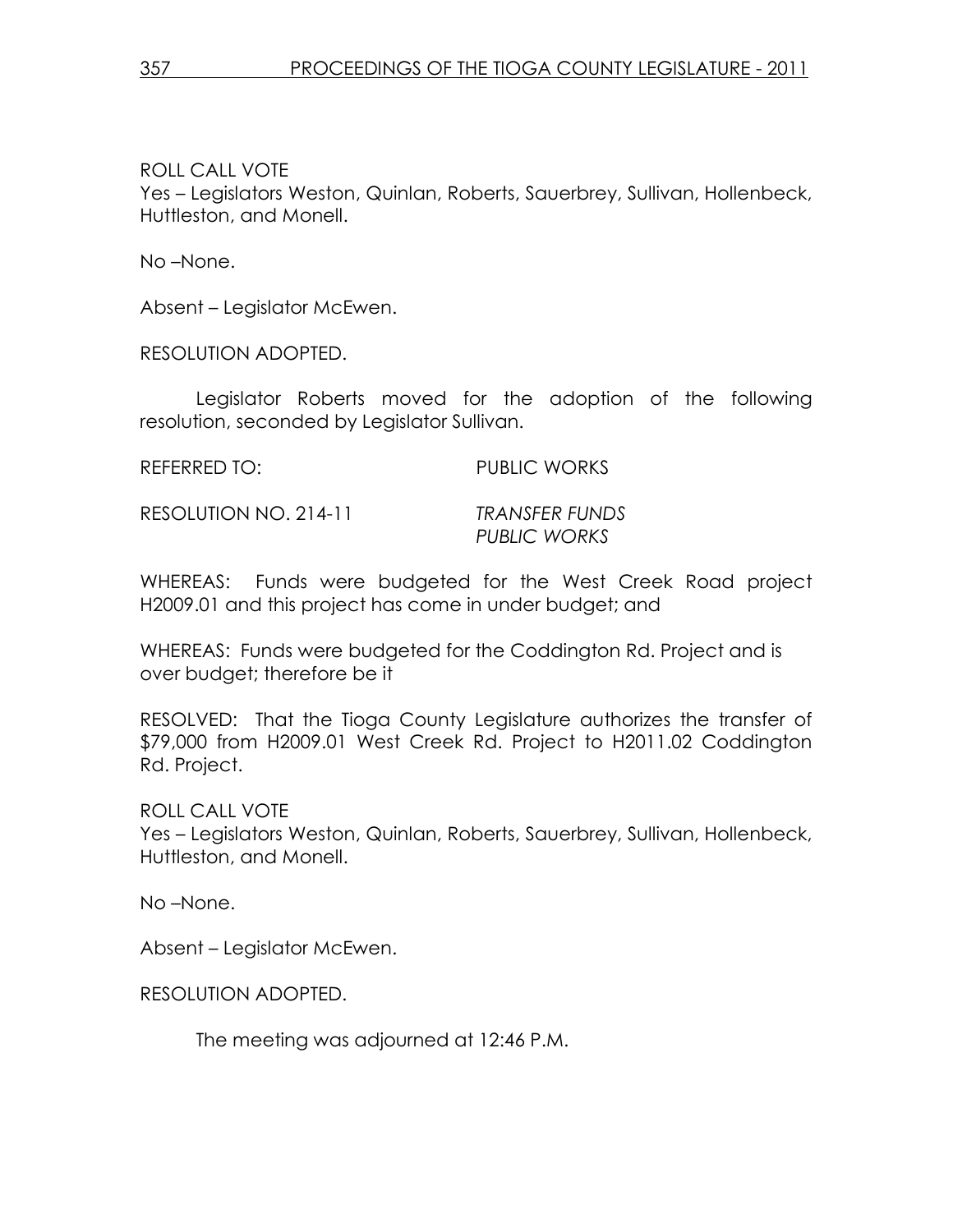ROLL CALL VOTE
Yes – Legislators Weston, Quinlan, Roberts, Sauerbrey, Sullivan, Hollenbeck, Huttleston, and Monell.

No –None.

Absent – Legislator McEwen.

RESOLUTION ADOPTED.

Legislator Roberts moved for the adoption of the following resolution, seconded by Legislator Sullivan.

REFERRED TO: PUBLIC WORKS

RESOLUTION NO. 214-11 *TRANSFER FUNDS PUBLIC WORKS*

WHEREAS: Funds were budgeted for the West Creek Road project H2009.01 and this project has come in under budget; and

WHEREAS: Funds were budgeted for the Coddington Rd. Project and is over budget; therefore be it

RESOLVED: That the Tioga County Legislature authorizes the transfer of $79,000 from H2009.01 West Creek Rd. Project to H2011.02 Coddington Rd. Project.

ROLL CALL VOTE
Yes – Legislators Weston, Quinlan, Roberts, Sauerbrey, Sullivan, Hollenbeck, Huttleston, and Monell.

No –None.

Absent – Legislator McEwen.

RESOLUTION ADOPTED.

The meeting was adjourned at 12:46 P.M.